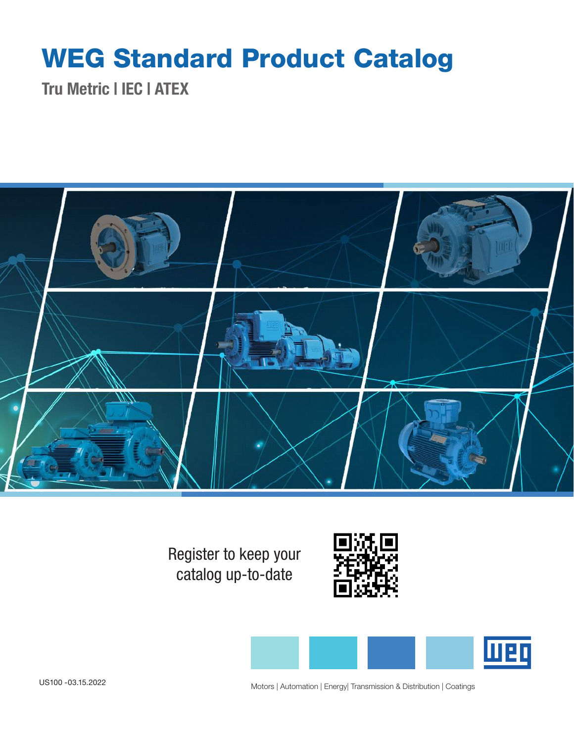# WEG Standard Product Catalog

## Tru Metric | IEC | ATEX

Register to keep your catalog up-to-date

US100 -03.15.2022

Motors | Automation | Energy| Transmission & Distribution | Coatings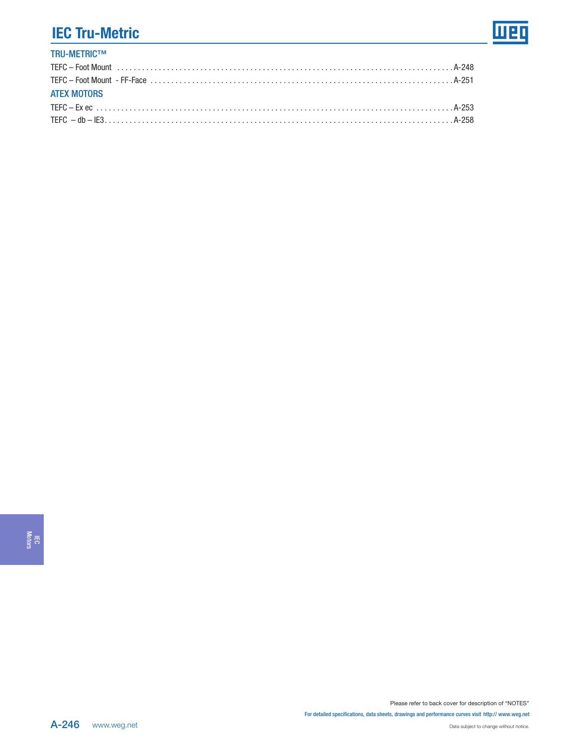# IEC Tru-Metric

## TRU-METRIC™

TEFC – Foot Mount ........................................................................................ A-248

TEFC – Foot Mount - FF-Face ........................................................................... A-251

## ATEX MOTORS

TEFC – Ex ec ................................................................................................. A-253

TEFC – db – IE3............................................................................................. A-258

Please refer to back cover for description of "NOTES"

For detailed specifications, data sheets, drawings and performance curves visit http:// www.weg.net

Data subject to change without notice.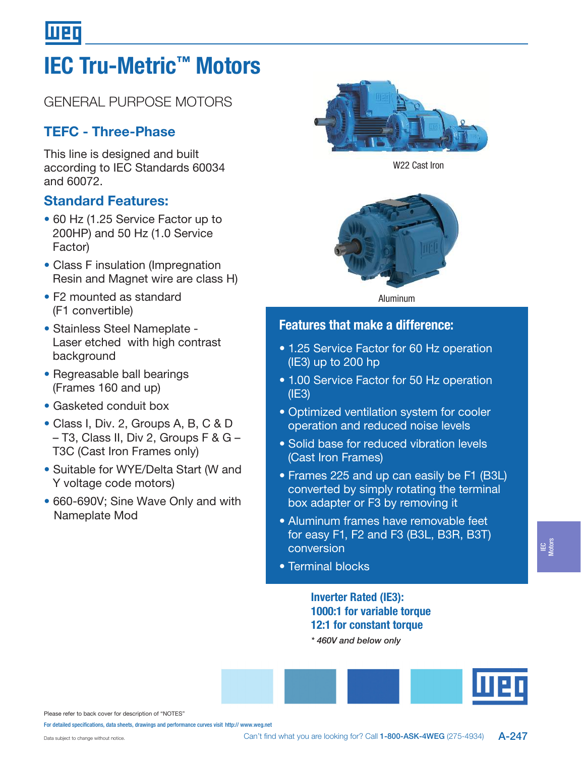# IEC Tru-Metric™ Motors

GENERAL PURPOSE MOTORS

## TEFC - Three-Phase

This line is designed and built according to IEC Standards 60034 and 60072.

## Standard Features:

- 60 Hz (1.25 Service Factor up to 200HP) and 50 Hz (1.0 Service Factor)
- Class F insulation (Impregnation Resin and Magnet wire are class H)
- F2 mounted as standard (F1 convertible)
- Stainless Steel Nameplate - Laser etched with high contrast background
- Regreasable ball bearings (Frames 160 and up)
- Gasketed conduit box
- Class I, Div. 2, Groups A, B, C & D – T3, Class II, Div 2, Groups F & G – T3C (Cast Iron Frames only)
- Suitable for WYE/Delta Start (W and Y voltage code motors)
- 660-690V; Sine Wave Only and with Nameplate Mod

W22 Cast Iron

Aluminum

## Features that make a difference:

- 1.25 Service Factor for 60 Hz operation (IE3) up to 200 hp
- 1.00 Service Factor for 50 Hz operation (IE3)
- Optimized ventilation system for cooler operation and reduced noise levels
- Solid base for reduced vibration levels (Cast Iron Frames)
- Frames 225 and up can easily be F1 (B3L) converted by simply rotating the terminal box adapter or F3 by removing it
- Aluminum frames have removable feet for easy F1, F2 and F3 (B3L, B3R, B3T) conversion
- Terminal blocks

**Inverter Rated (IE3):**
**1000:1 for variable torque**
**12:1 for constant torque**

*\* 460V and below only*

Please refer to back cover for description of "NOTES"

For detailed specifications, data sheets, drawings and performance curves visit http:// www.weg.net

Data subject to change without notice.

Can't find what you are looking for? Call **1-800-ASK-4WEG** (275-4934)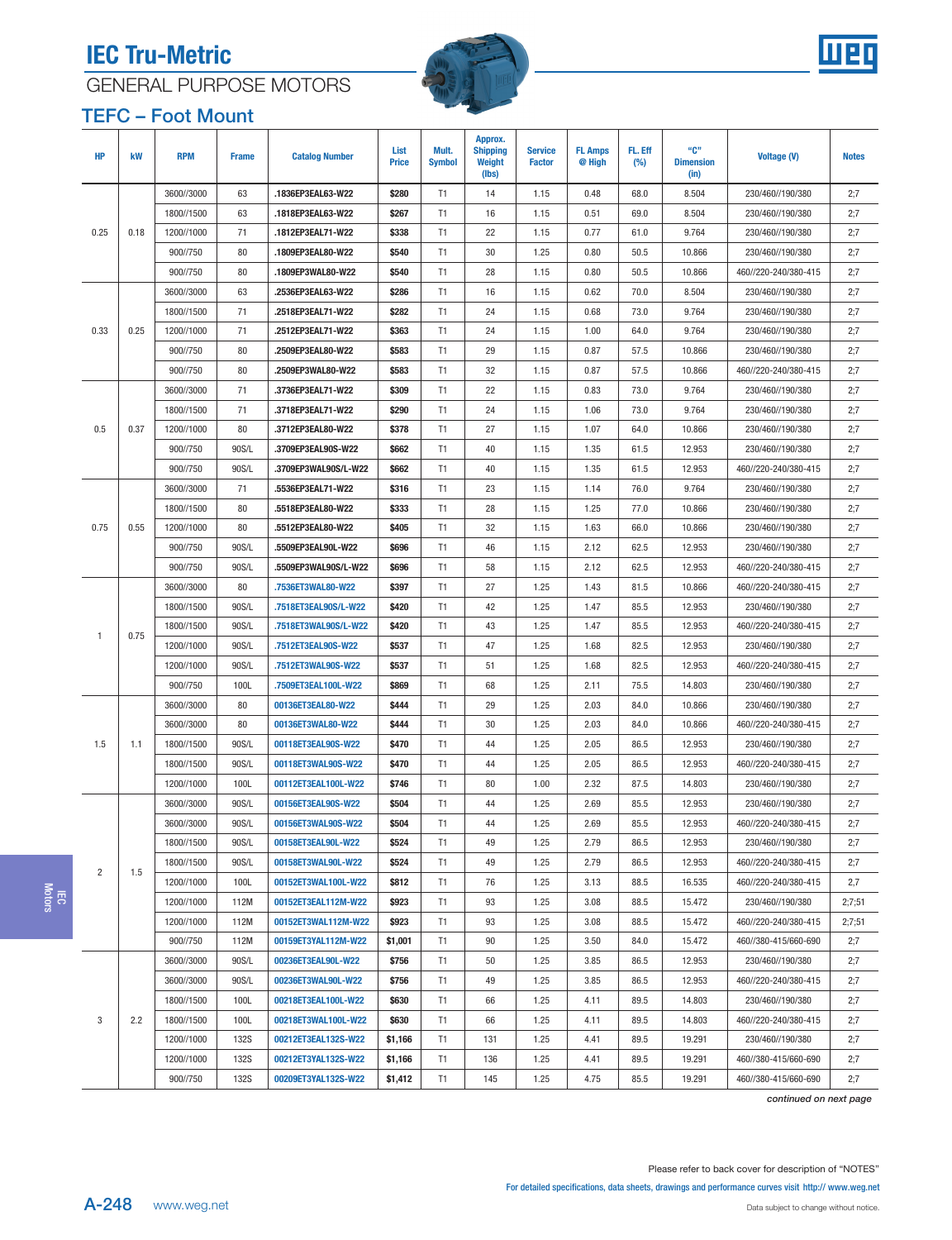# IEC Tru-Metric

## GENERAL PURPOSE MOTORS

### TEFC – Foot Mount

| HP | kW | RPM | Frame | Catalog Number | List Price | Mult. Symbol | Approx. Shipping Weight (lbs) | Service Factor | FL Amps @ High | FL. Eff (%) | "C" Dimension (in) | Voltage (V) | Notes |
|---|---|---|---|---|---|---|---|---|---|---|---|---|---|
| 0.25 | 0.18 | 3600//3000 | 63 | .1836EP3EAL63-W22 | $280 | T1 | 14 | 1.15 | 0.48 | 68.0 | 8.504 | 230/460//190/380 | 2;7 |
| | | 1800//1500 | 63 | .1818EP3EAL63-W22 | $267 | T1 | 16 | 1.15 | 0.51 | 69.0 | 8.504 | 230/460//190/380 | 2;7 |
| | | 1200//1000 | 71 | .1812EP3EAL71-W22 | $338 | T1 | 22 | 1.15 | 0.77 | 61.0 | 9.764 | 230/460//190/380 | 2;7 |
| | | 900//750 | 80 | .1809EP3EAL80-W22 | $540 | T1 | 30 | 1.25 | 0.80 | 50.5 | 10.866 | 230/460//190/380 | 2;7 |
| | | 900//750 | 80 | .1809EP3WAL80-W22 | $540 | T1 | 28 | 1.15 | 0.80 | 50.5 | 10.866 | 460//220-240/380-415 | 2;7 |
| 0.33 | 0.25 | 3600//3000 | 63 | .2536EP3EAL63-W22 | $286 | T1 | 16 | 1.15 | 0.62 | 70.0 | 8.504 | 230/460//190/380 | 2;7 |
| | | 1800//1500 | 71 | .2518EP3EAL71-W22 | $282 | T1 | 24 | 1.15 | 0.68 | 73.0 | 9.764 | 230/460//190/380 | 2;7 |
| | | 1200//1000 | 71 | .2512EP3EAL71-W22 | $363 | T1 | 24 | 1.15 | 1.00 | 64.0 | 9.764 | 230/460//190/380 | 2;7 |
| | | 900//750 | 80 | .2509EP3EAL80-W22 | $583 | T1 | 29 | 1.15 | 0.87 | 57.5 | 10.866 | 230/460//190/380 | 2;7 |
| | | 900//750 | 80 | .2509EP3WAL80-W22 | $583 | T1 | 32 | 1.15 | 0.87 | 57.5 | 10.866 | 460//220-240/380-415 | 2;7 |
| 0.5 | 0.37 | 3600//3000 | 71 | .3736EP3EAL71-W22 | $309 | T1 | 22 | 1.15 | 0.83 | 73.0 | 9.764 | 230/460//190/380 | 2;7 |
| | | 1800//1500 | 71 | .3718EP3EAL71-W22 | $290 | T1 | 24 | 1.15 | 1.06 | 73.0 | 9.764 | 230/460//190/380 | 2;7 |
| | | 1200//1000 | 80 | .3712EP3EAL80-W22 | $378 | T1 | 27 | 1.15 | 1.07 | 64.0 | 10.866 | 230/460//190/380 | 2;7 |
| | | 900//750 | 90S/L | .3709EP3EAL90S-W22 | $662 | T1 | 40 | 1.15 | 1.35 | 61.5 | 12.953 | 230/460//190/380 | 2;7 |
| | | 900//750 | 90S/L | .3709EP3WAL90S/L-W22 | $662 | T1 | 40 | 1.15 | 1.35 | 61.5 | 12.953 | 460//220-240/380-415 | 2;7 |
| 0.75 | 0.55 | 3600//3000 | 71 | .5536EP3EAL71-W22 | $316 | T1 | 23 | 1.15 | 1.14 | 76.0 | 9.764 | 230/460//190/380 | 2;7 |
| | | 1800//1500 | 80 | .5518EP3EAL80-W22 | $333 | T1 | 28 | 1.15 | 1.25 | 77.0 | 10.866 | 230/460//190/380 | 2;7 |
| | | 1200//1000 | 80 | .5512EP3EAL80-W22 | $405 | T1 | 32 | 1.15 | 1.63 | 66.0 | 10.866 | 230/460//190/380 | 2;7 |
| | | 900//750 | 90S/L | .5509EP3EAL90L-W22 | $696 | T1 | 46 | 1.15 | 2.12 | 62.5 | 12.953 | 230/460//190/380 | 2;7 |
| | | 900//750 | 90S/L | .5509EP3WAL90S/L-W22 | $696 | T1 | 58 | 1.15 | 2.12 | 62.5 | 12.953 | 460//220-240/380-415 | 2;7 |
| 1 | 0.75 | 3600//3000 | 80 | .7536ET3WAL80-W22 | $397 | T1 | 27 | 1.25 | 1.43 | 81.5 | 10.866 | 460//220-240/380-415 | 2;7 |
| | | 1800//1500 | 90S/L | .7518ET3EAL90S/L-W22 | $420 | T1 | 42 | 1.25 | 1.47 | 85.5 | 12.953 | 230/460//190/380 | 2;7 |
| | | 1800//1500 | 90S/L | .7518ET3WAL90S/L-W22 | $420 | T1 | 43 | 1.25 | 1.47 | 85.5 | 12.953 | 460//220-240/380-415 | 2;7 |
| | | 1200//1000 | 90S/L | .7512ET3EAL90S-W22 | $537 | T1 | 47 | 1.25 | 1.68 | 82.5 | 12.953 | 230/460//190/380 | 2;7 |
| | | 1200//1000 | 90S/L | .7512ET3WAL90S-W22 | $537 | T1 | 51 | 1.25 | 1.68 | 82.5 | 12.953 | 460//220-240/380-415 | 2;7 |
| | | 900//750 | 100L | .7509ET3EAL100L-W22 | $869 | T1 | 68 | 1.25 | 2.11 | 75.5 | 14.803 | 230/460//190/380 | 2;7 |
| 1.5 | 1.1 | 3600//3000 | 80 | 00136ET3EAL80-W22 | $444 | T1 | 29 | 1.25 | 2.03 | 84.0 | 10.866 | 230/460//190/380 | 2;7 |
| | | 3600//3000 | 80 | 00136ET3WAL80-W22 | $444 | T1 | 30 | 1.25 | 2.03 | 84.0 | 10.866 | 460//220-240/380-415 | 2;7 |
| | | 1800//1500 | 90S/L | 00118ET3EAL90S-W22 | $470 | T1 | 44 | 1.25 | 2.05 | 86.5 | 12.953 | 230/460//190/380 | 2;7 |
| | | 1800//1500 | 90S/L | 00118ET3WAL90S-W22 | $470 | T1 | 44 | 1.25 | 2.05 | 86.5 | 12.953 | 460//220-240/380-415 | 2;7 |
| | | 1200//1000 | 100L | 00112ET3EAL100L-W22 | $746 | T1 | 80 | 1.00 | 2.32 | 87.5 | 14.803 | 230/460//190/380 | 2;7 |
| 2 | 1.5 | 3600//3000 | 90S/L | 00156ET3EAL90S-W22 | $504 | T1 | 44 | 1.25 | 2.69 | 85.5 | 12.953 | 230/460//190/380 | 2;7 |
| | | 3600//3000 | 90S/L | 00156ET3WAL90S-W22 | $504 | T1 | 44 | 1.25 | 2.69 | 85.5 | 12.953 | 460//220-240/380-415 | 2;7 |
| | | 1800//1500 | 90S/L | 00158ET3EAL90L-W22 | $524 | T1 | 49 | 1.25 | 2.79 | 86.5 | 12.953 | 230/460//190/380 | 2;7 |
| | | 1800//1500 | 90S/L | 00158ET3WAL90L-W22 | $524 | T1 | 49 | 1.25 | 2.79 | 86.5 | 12.953 | 460//220-240/380-415 | 2;7 |
| | | 1200//1000 | 100L | 00152ET3WAL100L-W22 | $812 | T1 | 76 | 1.25 | 3.13 | 88.5 | 16.535 | 460//220-240/380-415 | 2,7 |
| | | 1200//1000 | 112M | 00152ET3EAL112M-W22 | $923 | T1 | 93 | 1.25 | 3.08 | 88.5 | 15.472 | 230/460//190/380 | 2;7;51 |
| | | 1200//1000 | 112M | 00152ET3WAL112M-W22 | $923 | T1 | 93 | 1.25 | 3.08 | 88.5 | 15.472 | 460//220-240/380-415 | 2;7;51 |
| | | 900//750 | 112M | 00159ET3YAL112M-W22 | $1,001 | T1 | 90 | 1.25 | 3.50 | 84.0 | 15.472 | 460//380-415/660-690 | 2;7 |
| 3 | 2.2 | 3600//3000 | 90S/L | 00236ET3EAL90L-W22 | $756 | T1 | 50 | 1.25 | 3.85 | 86.5 | 12.953 | 230/460//190/380 | 2;7 |
| | | 3600//3000 | 90S/L | 00236ET3WAL90L-W22 | $756 | T1 | 49 | 1.25 | 3.85 | 86.5 | 12.953 | 460//220-240/380-415 | 2;7 |
| | | 1800//1500 | 100L | 00218ET3EAL100L-W22 | $630 | T1 | 66 | 1.25 | 4.11 | 89.5 | 14.803 | 230/460//190/380 | 2;7 |
| | | 1800//1500 | 100L | 00218ET3WAL100L-W22 | $630 | T1 | 66 | 1.25 | 4.11 | 89.5 | 14.803 | 460//220-240/380-415 | 2;7 |
| | | 1200//1000 | 132S | 00212ET3EAL132S-W22 | $1,166 | T1 | 131 | 1.25 | 4.41 | 89.5 | 19.291 | 230/460//190/380 | 2;7 |
| | | 1200//1000 | 132S | 00212ET3YAL132S-W22 | $1,166 | T1 | 136 | 1.25 | 4.41 | 89.5 | 19.291 | 460//380-415/660-690 | 2;7 |
| | | 900//750 | 132S | 00209ET3YAL132S-W22 | $1,412 | T1 | 145 | 1.25 | 4.75 | 85.5 | 19.291 | 460//380-415/660-690 | 2;7 |

*continued on next page*

Please refer to back cover for description of "NOTES"

For detailed specifications, data sheets, drawings and performance curves visit http:// www.weg.net

Data subject to change without notice.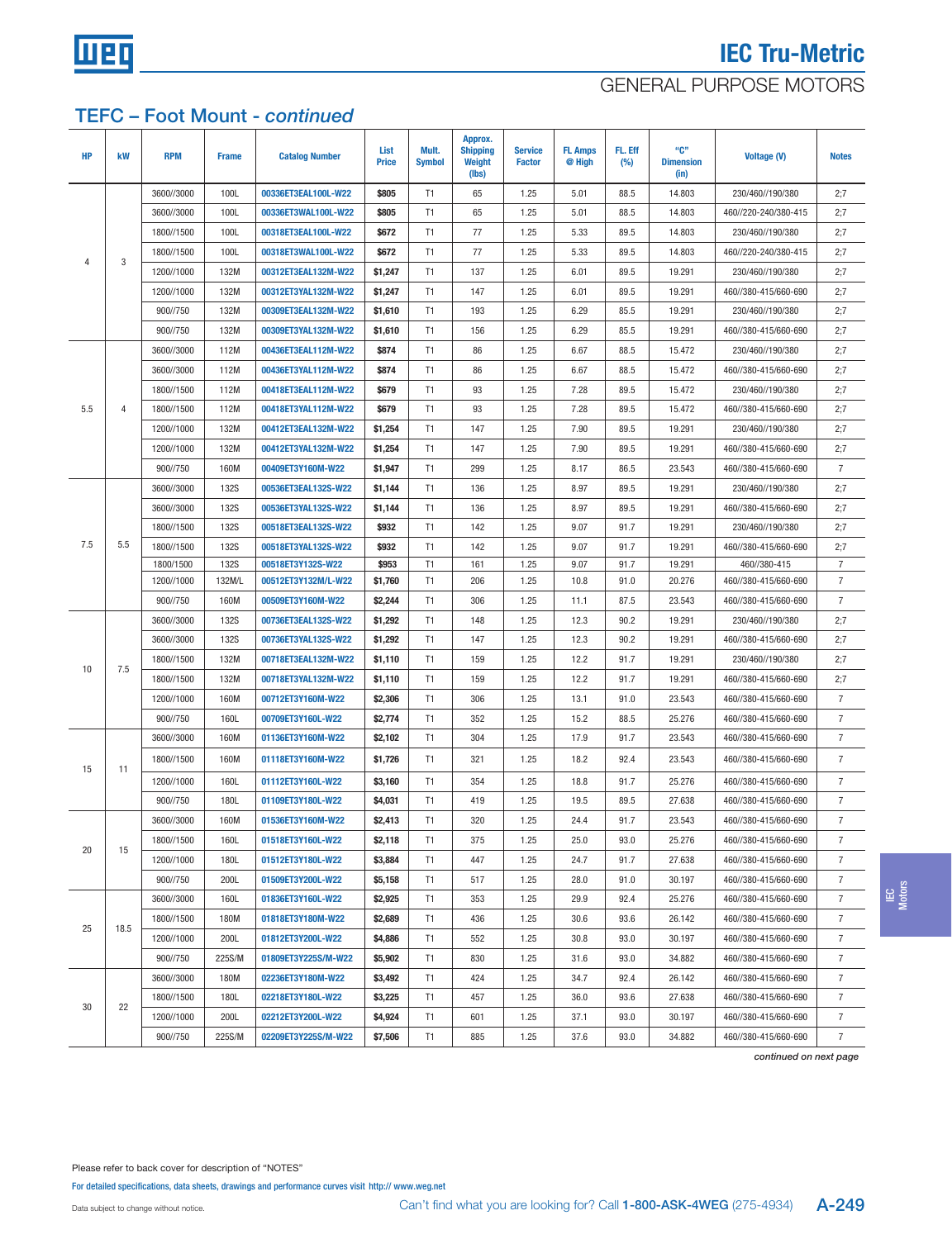# IEC Tru-Metric

## GENERAL PURPOSE MOTORS

## TEFC – Foot Mount - *continued*

| HP | kW | RPM | Frame | Catalog Number | List Price | Mult. Symbol | Approx. Shipping Weight (lbs) | Service Factor | FL Amps @ High | FL. Eff (%) | "C" Dimension (in) | Voltage (V) | Notes |
|---|---|---|---|---|---|---|---|---|---|---|---|---|---|
| 4 | 3 | 3600//3000 | 100L | 00336ET3EAL100L-W22 | $805 | T1 | 65 | 1.25 | 5.01 | 88.5 | 14.803 | 230/460//190/380 | 2;7 |
| | | 3600//3000 | 100L | 00336ET3WAL100L-W22 | $805 | T1 | 65 | 1.25 | 5.01 | 88.5 | 14.803 | 460//220-240/380-415 | 2;7 |
| | | 1800//1500 | 100L | 00318ET3EAL100L-W22 | $672 | T1 | 77 | 1.25 | 5.33 | 89.5 | 14.803 | 230/460//190/380 | 2;7 |
| | | 1800//1500 | 100L | 00318ET3WAL100L-W22 | $672 | T1 | 77 | 1.25 | 5.33 | 89.5 | 14.803 | 460//220-240/380-415 | 2;7 |
| | | 1200//1000 | 132M | 00312ET3EAL132M-W22 | $1,247 | T1 | 137 | 1.25 | 6.01 | 89.5 | 19.291 | 230/460//190/380 | 2;7 |
| | | 1200//1000 | 132M | 00312ET3YAL132M-W22 | $1,247 | T1 | 147 | 1.25 | 6.01 | 89.5 | 19.291 | 460//380-415/660-690 | 2;7 |
| | | 900//750 | 132M | 00309ET3EAL132M-W22 | $1,610 | T1 | 193 | 1.25 | 6.29 | 85.5 | 19.291 | 230/460//190/380 | 2;7 |
| | | 900//750 | 132M | 00309ET3YAL132M-W22 | $1,610 | T1 | 156 | 1.25 | 6.29 | 85.5 | 19.291 | 460//380-415/660-690 | 2;7 |
| 5.5 | 4 | 3600//3000 | 112M | 00436ET3EAL112M-W22 | $874 | T1 | 86 | 1.25 | 6.67 | 88.5 | 15.472 | 230/460//190/380 | 2;7 |
| | | 3600//3000 | 112M | 00436ET3YAL112M-W22 | $874 | T1 | 86 | 1.25 | 6.67 | 88.5 | 15.472 | 460//380-415/660-690 | 2;7 |
| | | 1800//1500 | 112M | 00418ET3EAL112M-W22 | $679 | T1 | 93 | 1.25 | 7.28 | 89.5 | 15.472 | 230/460//190/380 | 2;7 |
| | | 1800//1500 | 112M | 00418ET3YAL112M-W22 | $679 | T1 | 93 | 1.25 | 7.28 | 89.5 | 15.472 | 460//380-415/660-690 | 2;7 |
| | | 1200//1000 | 132M | 00412ET3EAL132M-W22 | $1,254 | T1 | 147 | 1.25 | 7.90 | 89.5 | 19.291 | 230/460//190/380 | 2;7 |
| | | 1200//1000 | 132M | 00412ET3YAL132M-W22 | $1,254 | T1 | 147 | 1.25 | 7.90 | 89.5 | 19.291 | 460//380-415/660-690 | 2;7 |
| | | 900//750 | 160M | 00409ET3Y160M-W22 | $1,947 | T1 | 299 | 1.25 | 8.17 | 86.5 | 23.543 | 460//380-415/660-690 | 7 |
| 7.5 | 5.5 | 3600//3000 | 132S | 00536ET3EAL132S-W22 | $1,144 | T1 | 136 | 1.25 | 8.97 | 89.5 | 19.291 | 230/460//190/380 | 2;7 |
| | | 3600//3000 | 132S | 00536ET3YAL132S-W22 | $1,144 | T1 | 136 | 1.25 | 8.97 | 89.5 | 19.291 | 460//380-415/660-690 | 2;7 |
| | | 1800//1500 | 132S | 00518ET3EAL132S-W22 | $932 | T1 | 142 | 1.25 | 9.07 | 91.7 | 19.291 | 230/460//190/380 | 2;7 |
| | | 1800//1500 | 132S | 00518ET3YAL132S-W22 | $932 | T1 | 142 | 1.25 | 9.07 | 91.7 | 19.291 | 460//380-415/660-690 | 2;7 |
| | | 1800/1500 | 132S | 00518ET3Y132S-W22 | $953 | T1 | 161 | 1.25 | 9.07 | 91.7 | 19.291 | 460//380-415 | 7 |
| | | 1200//1000 | 132M/L | 00512ET3Y132M/L-W22 | $1,760 | T1 | 206 | 1.25 | 10.8 | 91.0 | 20.276 | 460//380-415/660-690 | 7 |
| | | 900//750 | 160M | 00509ET3Y160M-W22 | $2,244 | T1 | 306 | 1.25 | 11.1 | 87.5 | 23.543 | 460//380-415/660-690 | 7 |
| 10 | 7.5 | 3600//3000 | 132S | 00736ET3EAL132S-W22 | $1,292 | T1 | 148 | 1.25 | 12.3 | 90.2 | 19.291 | 230/460//190/380 | 2;7 |
| | | 3600//3000 | 132S | 00736ET3YAL132S-W22 | $1,292 | T1 | 147 | 1.25 | 12.3 | 90.2 | 19.291 | 460//380-415/660-690 | 2;7 |
| | | 1800//1500 | 132M | 00718ET3EAL132M-W22 | $1,110 | T1 | 159 | 1.25 | 12.2 | 91.7 | 19.291 | 230/460//190/380 | 2;7 |
| | | 1800//1500 | 132M | 00718ET3YAL132M-W22 | $1,110 | T1 | 159 | 1.25 | 12.2 | 91.7 | 19.291 | 460//380-415/660-690 | 2;7 |
| | | 1200//1000 | 160M | 00712ET3Y160M-W22 | $2,306 | T1 | 306 | 1.25 | 13.1 | 91.0 | 23.543 | 460//380-415/660-690 | 7 |
| | | 900//750 | 160L | 00709ET3Y160L-W22 | $2,774 | T1 | 352 | 1.25 | 15.2 | 88.5 | 25.276 | 460//380-415/660-690 | 7 |
| 15 | 11 | 3600//3000 | 160M | 01136ET3Y160M-W22 | $2,102 | T1 | 304 | 1.25 | 17.9 | 91.7 | 23.543 | 460//380-415/660-690 | 7 |
| | | 1800//1500 | 160M | 01118ET3Y160M-W22 | $1,726 | T1 | 321 | 1.25 | 18.2 | 92.4 | 23.543 | 460//380-415/660-690 | 7 |
| | | 1200//1000 | 160L | 01112ET3Y160L-W22 | $3,160 | T1 | 354 | 1.25 | 18.8 | 91.7 | 25.276 | 460//380-415/660-690 | 7 |
| | | 900//750 | 180L | 01109ET3Y180L-W22 | $4,031 | T1 | 419 | 1.25 | 19.5 | 89.5 | 27.638 | 460//380-415/660-690 | 7 |
| 20 | 15 | 3600//3000 | 160M | 01536ET3Y160M-W22 | $2,413 | T1 | 320 | 1.25 | 24.4 | 91.7 | 23.543 | 460//380-415/660-690 | 7 |
| | | 1800//1500 | 160L | 01518ET3Y160L-W22 | $2,118 | T1 | 375 | 1.25 | 25.0 | 93.0 | 25.276 | 460//380-415/660-690 | 7 |
| | | 1200//1000 | 180L | 01512ET3Y180L-W22 | $3,884 | T1 | 447 | 1.25 | 24.7 | 91.7 | 27.638 | 460//380-415/660-690 | 7 |
| | | 900//750 | 200L | 01509ET3Y200L-W22 | $5,158 | T1 | 517 | 1.25 | 28.0 | 91.0 | 30.197 | 460//380-415/660-690 | 7 |
| 25 | 18.5 | 3600//3000 | 160L | 01836ET3Y160L-W22 | $2,925 | T1 | 353 | 1.25 | 29.9 | 92.4 | 25.276 | 460//380-415/660-690 | 7 |
| | | 1800//1500 | 180M | 01818ET3Y180M-W22 | $2,689 | T1 | 436 | 1.25 | 30.6 | 93.6 | 26.142 | 460//380-415/660-690 | 7 |
| | | 1200//1000 | 200L | 01812ET3Y200L-W22 | $4,886 | T1 | 552 | 1.25 | 30.8 | 93.0 | 30.197 | 460//380-415/660-690 | 7 |
| | | 900//750 | 225S/M | 01809ET3Y225S/M-W22 | $5,902 | T1 | 830 | 1.25 | 31.6 | 93.0 | 34.882 | 460//380-415/660-690 | 7 |
| 30 | 22 | 3600//3000 | 180M | 02236ET3Y180M-W22 | $3,492 | T1 | 424 | 1.25 | 34.7 | 92.4 | 26.142 | 460//380-415/660-690 | 7 |
| | | 1800//1500 | 180L | 02218ET3Y180L-W22 | $3,225 | T1 | 457 | 1.25 | 36.0 | 93.6 | 27.638 | 460//380-415/660-690 | 7 |
| | | 1200//1000 | 200L | 02212ET3Y200L-W22 | $4,924 | T1 | 601 | 1.25 | 37.1 | 93.0 | 30.197 | 460//380-415/660-690 | 7 |
| | | 900//750 | 225S/M | 02209ET3Y225S/M-W22 | $7,506 | T1 | 885 | 1.25 | 37.6 | 93.0 | 34.882 | 460//380-415/660-690 | 7 |

*continued on next page*

Please refer to back cover for description of "NOTES"

For detailed specifications, data sheets, drawings and performance curves visit http:// www.weg.net

Data subject to change without notice.

Can't find what you are looking for? Call **1-800-ASK-4WEG** (275-4934)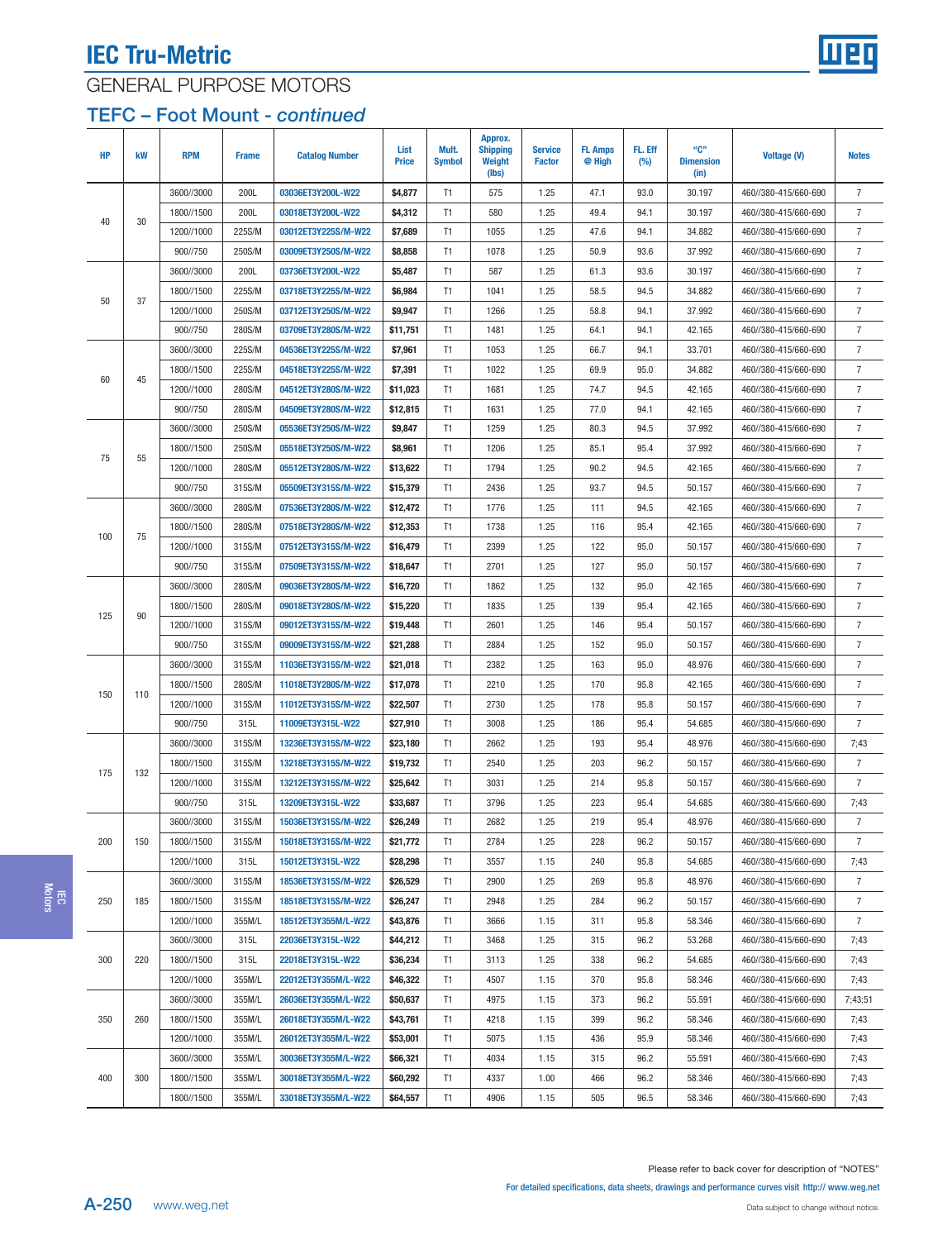# IEC Tru-Metric

## GENERAL PURPOSE MOTORS

### TEFC – Foot Mount - *continued*

| HP | kW | RPM | Frame | Catalog Number | List Price | Mult. Symbol | Approx. Shipping Weight (lbs) | Service Factor | FL Amps @ High | FL. Eff (%) | "C" Dimension (in) | Voltage (V) | Notes |
|---|---|---|---|---|---|---|---|---|---|---|---|---|---|
| 40 | 30 | 3600//3000 | 200L | 03036ET3Y200L-W22 | $4,877 | T1 | 575 | 1.25 | 47.1 | 93.0 | 30.197 | 460//380-415/660-690 | 7 |
| | | 1800//1500 | 200L | 03018ET3Y200L-W22 | $4,312 | T1 | 580 | 1.25 | 49.4 | 94.1 | 30.197 | 460//380-415/660-690 | 7 |
| | | 1200//1000 | 225S/M | 03012ET3Y225S/M-W22 | $7,689 | T1 | 1055 | 1.25 | 47.6 | 94.1 | 34.882 | 460//380-415/660-690 | 7 |
| | | 900//750 | 250S/M | 03009ET3Y250S/M-W22 | $8,858 | T1 | 1078 | 1.25 | 50.9 | 93.6 | 37.992 | 460//380-415/660-690 | 7 |
| 50 | 37 | 3600//3000 | 200L | 03736ET3Y200L-W22 | $5,487 | T1 | 587 | 1.25 | 61.3 | 93.6 | 30.197 | 460//380-415/660-690 | 7 |
| | | 1800//1500 | 225S/M | 03718ET3Y225S/M-W22 | $6,984 | T1 | 1041 | 1.25 | 58.5 | 94.5 | 34.882 | 460//380-415/660-690 | 7 |
| | | 1200//1000 | 250S/M | 03712ET3Y250S/M-W22 | $9,947 | T1 | 1266 | 1.25 | 58.8 | 94.1 | 37.992 | 460//380-415/660-690 | 7 |
| | | 900//750 | 280S/M | 03709ET3Y280S/M-W22 | $11,751 | T1 | 1481 | 1.25 | 64.1 | 94.1 | 42.165 | 460//380-415/660-690 | 7 |
| 60 | 45 | 3600//3000 | 225S/M | 04536ET3Y225S/M-W22 | $7,961 | T1 | 1053 | 1.25 | 66.7 | 94.1 | 33.701 | 460//380-415/660-690 | 7 |
| | | 1800//1500 | 225S/M | 04518ET3Y225S/M-W22 | $7,391 | T1 | 1022 | 1.25 | 69.9 | 95.0 | 34.882 | 460//380-415/660-690 | 7 |
| | | 1200//1000 | 280S/M | 04512ET3Y280S/M-W22 | $11,023 | T1 | 1681 | 1.25 | 74.7 | 94.5 | 42.165 | 460//380-415/660-690 | 7 |
| | | 900//750 | 280S/M | 04509ET3Y280S/M-W22 | $12,815 | T1 | 1631 | 1.25 | 77.0 | 94.1 | 42.165 | 460//380-415/660-690 | 7 |
| 75 | 55 | 3600//3000 | 250S/M | 05536ET3Y250S/M-W22 | $9,847 | T1 | 1259 | 1.25 | 80.3 | 94.5 | 37.992 | 460//380-415/660-690 | 7 |
| | | 1800//1500 | 250S/M | 05518ET3Y250S/M-W22 | $8,961 | T1 | 1206 | 1.25 | 85.1 | 95.4 | 37.992 | 460//380-415/660-690 | 7 |
| | | 1200//1000 | 280S/M | 05512ET3Y280S/M-W22 | $13,622 | T1 | 1794 | 1.25 | 90.2 | 94.5 | 42.165 | 460//380-415/660-690 | 7 |
| | | 900//750 | 315S/M | 05509ET3Y315S/M-W22 | $15,379 | T1 | 2436 | 1.25 | 93.7 | 94.5 | 50.157 | 460//380-415/660-690 | 7 |
| 100 | 75 | 3600//3000 | 280S/M | 07536ET3Y280S/M-W22 | $12,472 | T1 | 1776 | 1.25 | 111 | 94.5 | 42.165 | 460//380-415/660-690 | 7 |
| | | 1800//1500 | 280S/M | 07518ET3Y280S/M-W22 | $12,353 | T1 | 1738 | 1.25 | 116 | 95.4 | 42.165 | 460//380-415/660-690 | 7 |
| | | 1200//1000 | 315S/M | 07512ET3Y315S/M-W22 | $16,479 | T1 | 2399 | 1.25 | 122 | 95.0 | 50.157 | 460//380-415/660-690 | 7 |
| | | 900//750 | 315S/M | 07509ET3Y315S/M-W22 | $18,647 | T1 | 2701 | 1.25 | 127 | 95.0 | 50.157 | 460//380-415/660-690 | 7 |
| 125 | 90 | 3600//3000 | 280S/M | 09036ET3Y280S/M-W22 | $16,720 | T1 | 1862 | 1.25 | 132 | 95.0 | 42.165 | 460//380-415/660-690 | 7 |
| | | 1800//1500 | 280S/M | 09018ET3Y280S/M-W22 | $15,220 | T1 | 1835 | 1.25 | 139 | 95.4 | 42.165 | 460//380-415/660-690 | 7 |
| | | 1200//1000 | 315S/M | 09012ET3Y315S/M-W22 | $19,448 | T1 | 2601 | 1.25 | 146 | 95.4 | 50.157 | 460//380-415/660-690 | 7 |
| | | 900//750 | 315S/M | 09009ET3Y315S/M-W22 | $21,288 | T1 | 2884 | 1.25 | 152 | 95.0 | 50.157 | 460//380-415/660-690 | 7 |
| 150 | 110 | 3600//3000 | 315S/M | 11036ET3Y315S/M-W22 | $21,018 | T1 | 2382 | 1.25 | 163 | 95.0 | 48.976 | 460//380-415/660-690 | 7 |
| | | 1800//1500 | 280S/M | 11018ET3Y280S/M-W22 | $17,078 | T1 | 2210 | 1.25 | 170 | 95.8 | 42.165 | 460//380-415/660-690 | 7 |
| | | 1200//1000 | 315S/M | 11012ET3Y315S/M-W22 | $22,507 | T1 | 2730 | 1.25 | 178 | 95.8 | 50.157 | 460//380-415/660-690 | 7 |
| | | 900//750 | 315L | 11009ET3Y315L-W22 | $27,910 | T1 | 3008 | 1.25 | 186 | 95.4 | 54.685 | 460//380-415/660-690 | 7 |
| 175 | 132 | 3600//3000 | 315S/M | 13236ET3Y315S/M-W22 | $23,180 | T1 | 2662 | 1.25 | 193 | 95.4 | 48.976 | 460//380-415/660-690 | 7;43 |
| | | 1800//1500 | 315S/M | 13218ET3Y315S/M-W22 | $19,732 | T1 | 2540 | 1.25 | 203 | 96.2 | 50.157 | 460//380-415/660-690 | 7 |
| | | 1200//1000 | 315S/M | 13212ET3Y315S/M-W22 | $25,642 | T1 | 3031 | 1.25 | 214 | 95.8 | 50.157 | 460//380-415/660-690 | 7 |
| | | 900//750 | 315L | 13209ET3Y315L-W22 | $33,687 | T1 | 3796 | 1.25 | 223 | 95.4 | 54.685 | 460//380-415/660-690 | 7;43 |
| 200 | 150 | 3600//3000 | 315S/M | 15036ET3Y315S/M-W22 | $26,249 | T1 | 2682 | 1.25 | 219 | 95.4 | 48.976 | 460//380-415/660-690 | 7 |
| | | 1800//1500 | 315S/M | 15018ET3Y315S/M-W22 | $21,772 | T1 | 2784 | 1.25 | 228 | 96.2 | 50.157 | 460//380-415/660-690 | 7 |
| | | 1200//1000 | 315L | 15012ET3Y315L-W22 | $28,298 | T1 | 3557 | 1.15 | 240 | 95.8 | 54.685 | 460//380-415/660-690 | 7;43 |
| 250 | 185 | 3600//3000 | 315S/M | 18536ET3Y315S/M-W22 | $26,529 | T1 | 2900 | 1.25 | 269 | 95.8 | 48.976 | 460//380-415/660-690 | 7 |
| | | 1800//1500 | 315S/M | 18518ET3Y315S/M-W22 | $26,247 | T1 | 2948 | 1.25 | 284 | 96.2 | 50.157 | 460//380-415/660-690 | 7 |
| | | 1200//1000 | 355M/L | 18512ET3Y355M/L-W22 | $43,876 | T1 | 3666 | 1.15 | 311 | 95.8 | 58.346 | 460//380-415/660-690 | 7 |
| 300 | 220 | 3600//3000 | 315L | 22036ET3Y315L-W22 | $44,212 | T1 | 3468 | 1.25 | 315 | 96.2 | 53.268 | 460//380-415/660-690 | 7;43 |
| | | 1800//1500 | 315L | 22018ET3Y315L-W22 | $36,234 | T1 | 3113 | 1.25 | 338 | 96.2 | 54.685 | 460//380-415/660-690 | 7;43 |
| | | 1200//1000 | 355M/L | 22012ET3Y355M/L-W22 | $46,322 | T1 | 4507 | 1.15 | 370 | 95.8 | 58.346 | 460//380-415/660-690 | 7;43 |
| 350 | 260 | 3600//3000 | 355M/L | 26036ET3Y355M/L-W22 | $50,637 | T1 | 4975 | 1.15 | 373 | 96.2 | 55.591 | 460//380-415/660-690 | 7;43;51 |
| | | 1800//1500 | 355M/L | 26018ET3Y355M/L-W22 | $43,761 | T1 | 4218 | 1.15 | 399 | 96.2 | 58.346 | 460//380-415/660-690 | 7;43 |
| | | 1200//1000 | 355M/L | 26012ET3Y355M/L-W22 | $53,001 | T1 | 5075 | 1.15 | 436 | 95.9 | 58.346 | 460//380-415/660-690 | 7;43 |
| 400 | 300 | 3600//3000 | 355M/L | 30036ET3Y355M/L-W22 | $66,321 | T1 | 4034 | 1.15 | 315 | 96.2 | 55.591 | 460//380-415/660-690 | 7;43 |
| | | 1800//1500 | 355M/L | 30018ET3Y355M/L-W22 | $60,292 | T1 | 4337 | 1.00 | 466 | 96.2 | 58.346 | 460//380-415/660-690 | 7;43 |
| | | 1800//1500 | 355M/L | 33018ET3Y355M/L-W22 | $64,557 | T1 | 4906 | 1.15 | 505 | 96.5 | 58.346 | 460//380-415/660-690 | 7;43 |

Please refer to back cover for description of "NOTES"

For detailed specifications, data sheets, drawings and performance curves visit http:// www.weg.net

Data subject to change without notice.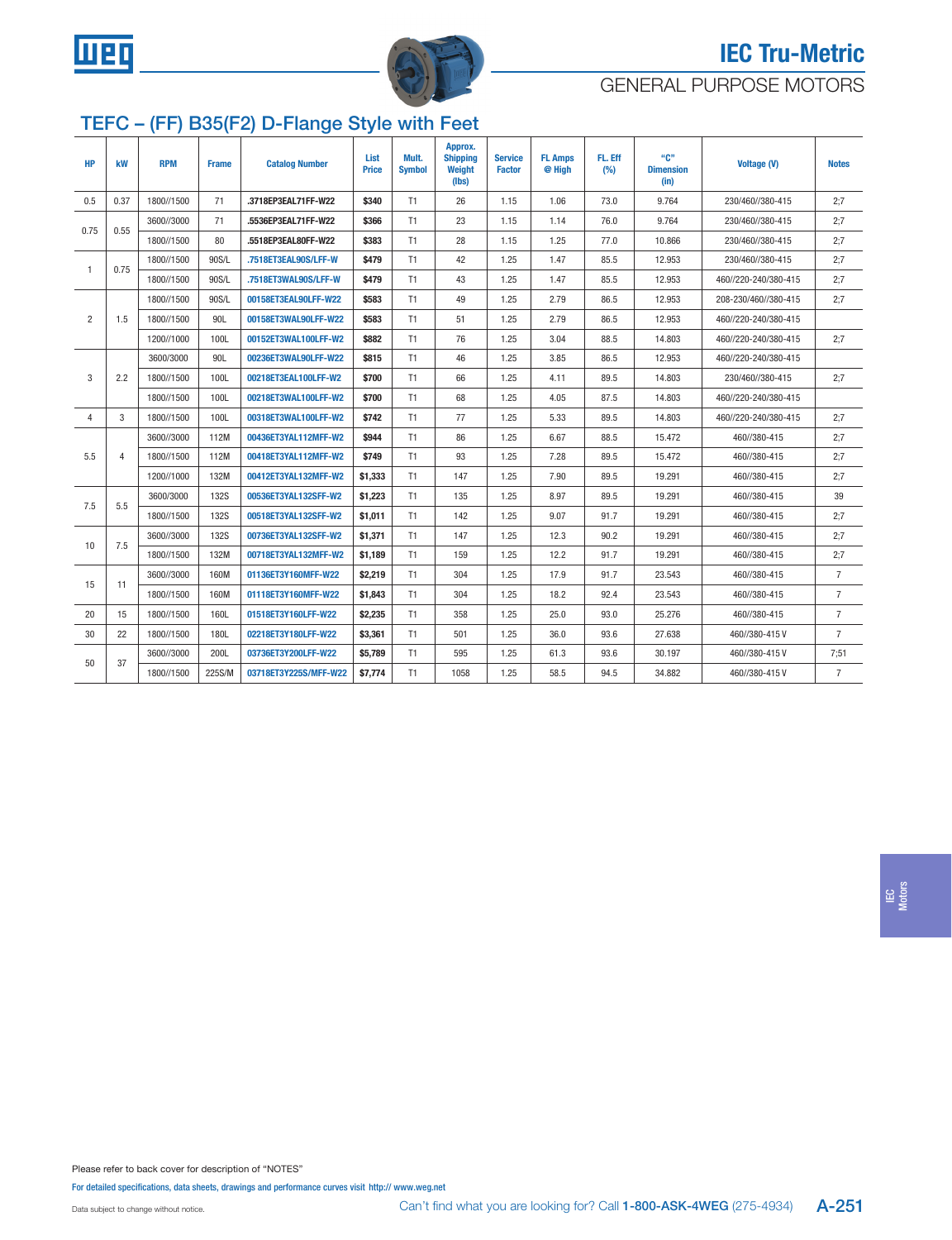# IEC Tru-Metric

## GENERAL PURPOSE MOTORS

## TEFC – (FF) B35(F2) D-Flange Style with Feet

| HP | kW | RPM | Frame | Catalog Number | List Price | Mult. Symbol | Approx. Shipping Weight (lbs) | Service Factor | FL Amps @ High | FL. Eff (%) | "C" Dimension (in) | Voltage (V) | Notes |
|---|---|---|---|---|---|---|---|---|---|---|---|---|---|
| 0.5 | 0.37 | 1800//1500 | 71 | .3718EP3EAL71FF-W22 | $340 | T1 | 26 | 1.15 | 1.06 | 73.0 | 9.764 | 230/460//380-415 | 2;7 |
| 0.75 | 0.55 | 3600//3000 | 71 | .5536EP3EAL71FF-W22 | $366 | T1 | 23 | 1.15 | 1.14 | 76.0 | 9.764 | 230/460//380-415 | 2;7 |
| | | 1800//1500 | 80 | .5518EP3EAL80FF-W22 | $383 | T1 | 28 | 1.15 | 1.25 | 77.0 | 10.866 | 230/460//380-415 | 2;7 |
| 1 | 0.75 | 1800//1500 | 90S/L | .7518ET3EAL90S/LFF-W | $479 | T1 | 42 | 1.25 | 1.47 | 85.5 | 12.953 | 230/460//380-415 | 2;7 |
| | | 1800//1500 | 90S/L | .7518ET3WAL90S/LFF-W | $479 | T1 | 43 | 1.25 | 1.47 | 85.5 | 12.953 | 460//220-240/380-415 | 2;7 |
| 2 | 1.5 | 1800//1500 | 90S/L | 00158ET3EAL90LFF-W22 | $583 | T1 | 49 | 1.25 | 2.79 | 86.5 | 12.953 | 208-230/460//380-415 | 2;7 |
| | | 1800//1500 | 90L | 00158ET3WAL90LFF-W22 | $583 | T1 | 51 | 1.25 | 2.79 | 86.5 | 12.953 | 460//220-240/380-415 | |
| | | 1200//1000 | 100L | 00152ET3WAL100LFF-W2 | $882 | T1 | 76 | 1.25 | 3.04 | 88.5 | 14.803 | 460//220-240/380-415 | 2;7 |
| 3 | 2.2 | 3600/3000 | 90L | 00236ET3WAL90LFF-W22 | $815 | T1 | 46 | 1.25 | 3.85 | 86.5 | 12.953 | 460//220-240/380-415 | |
| | | 1800//1500 | 100L | 00218ET3EAL100LFF-W2 | $700 | T1 | 66 | 1.25 | 4.11 | 89.5 | 14.803 | 230/460//380-415 | 2;7 |
| | | 1800//1500 | 100L | 00218ET3WAL100LFF-W2 | $700 | T1 | 68 | 1.25 | 4.05 | 87.5 | 14.803 | 460//220-240/380-415 | |
| 4 | 3 | 1800//1500 | 100L | 00318ET3WAL100LFF-W2 | $742 | T1 | 77 | 1.25 | 5.33 | 89.5 | 14.803 | 460//220-240/380-415 | 2;7 |
| 5.5 | 4 | 3600//3000 | 112M | 00436ET3YAL112MFF-W2 | $944 | T1 | 86 | 1.25 | 6.67 | 88.5 | 15.472 | 460//380-415 | 2;7 |
| | | 1800//1500 | 112M | 00418ET3YAL112MFF-W2 | $749 | T1 | 93 | 1.25 | 7.28 | 89.5 | 15.472 | 460//380-415 | 2;7 |
| | | 1200//1000 | 132M | 00412ET3YAL132MFF-W2 | $1,333 | T1 | 147 | 1.25 | 7.90 | 89.5 | 19.291 | 460//380-415 | 2;7 |
| 7.5 | 5.5 | 3600/3000 | 132S | 00536ET3YAL132SFF-W2 | $1,223 | T1 | 135 | 1.25 | 8.97 | 89.5 | 19.291 | 460//380-415 | 39 |
| | | 1800//1500 | 132S | 00518ET3YAL132SFF-W2 | $1,011 | T1 | 142 | 1.25 | 9.07 | 91.7 | 19.291 | 460//380-415 | 2;7 |
| 10 | 7.5 | 3600//3000 | 132S | 00736ET3YAL132SFF-W2 | $1,371 | T1 | 147 | 1.25 | 12.3 | 90.2 | 19.291 | 460//380-415 | 2;7 |
| | | 1800//1500 | 132M | 00718ET3YAL132MFF-W2 | $1,189 | T1 | 159 | 1.25 | 12.2 | 91.7 | 19.291 | 460//380-415 | 2;7 |
| 15 | 11 | 3600//3000 | 160M | 01136ET3Y160MFF-W22 | $2,219 | T1 | 304 | 1.25 | 17.9 | 91.7 | 23.543 | 460//380-415 | 7 |
| | | 1800//1500 | 160M | 01118ET3Y160MFF-W22 | $1,843 | T1 | 304 | 1.25 | 18.2 | 92.4 | 23.543 | 460//380-415 | 7 |
| 20 | 15 | 1800//1500 | 160L | 01518ET3Y160LFF-W22 | $2,235 | T1 | 358 | 1.25 | 25.0 | 93.0 | 25.276 | 460//380-415 | 7 |
| 30 | 22 | 1800//1500 | 180L | 02218ET3Y180LFF-W22 | $3,361 | T1 | 501 | 1.25 | 36.0 | 93.6 | 27.638 | 460//380-415 V | 7 |
| 50 | 37 | 3600//3000 | 200L | 03736ET3Y200LFF-W22 | $5,789 | T1 | 595 | 1.25 | 61.3 | 93.6 | 30.197 | 460//380-415 V | 7;51 |
| | | 1800//1500 | 225S/M | 03718ET3Y225S/MFF-W22 | $7,774 | T1 | 1058 | 1.25 | 58.5 | 94.5 | 34.882 | 460//380-415 V | 7 |

Please refer to back cover for description of "NOTES"

For detailed specifications, data sheets, drawings and performance curves visit http:// www.weg.net

Data subject to change without notice.

Can't find what you are looking for? Call **1-800-ASK-4WEG** (275-4934)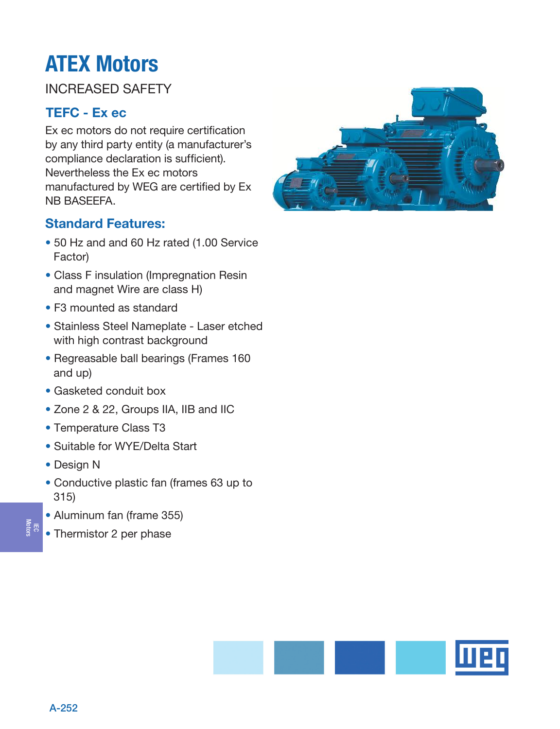# ATEX Motors

INCREASED SAFETY

## TEFC - Ex ec

Ex ec motors do not require certification by any third party entity (a manufacturer's compliance declaration is sufficient). Nevertheless the Ex ec motors manufactured by WEG are certified by Ex NB BASEEFA.

## Standard Features:

- 50 Hz and and 60 Hz rated (1.00 Service Factor)
- Class F insulation (Impregnation Resin and magnet Wire are class H)
- F3 mounted as standard
- Stainless Steel Nameplate - Laser etched with high contrast background
- Regreasable ball bearings (Frames 160 and up)
- Gasketed conduit box
- Zone 2 & 22, Groups IIA, IIB and IIC
- Temperature Class T3
- Suitable for WYE/Delta Start
- Design N
- Conductive plastic fan (frames 63 up to 315)
- Aluminum fan (frame 355)
- Thermistor 2 per phase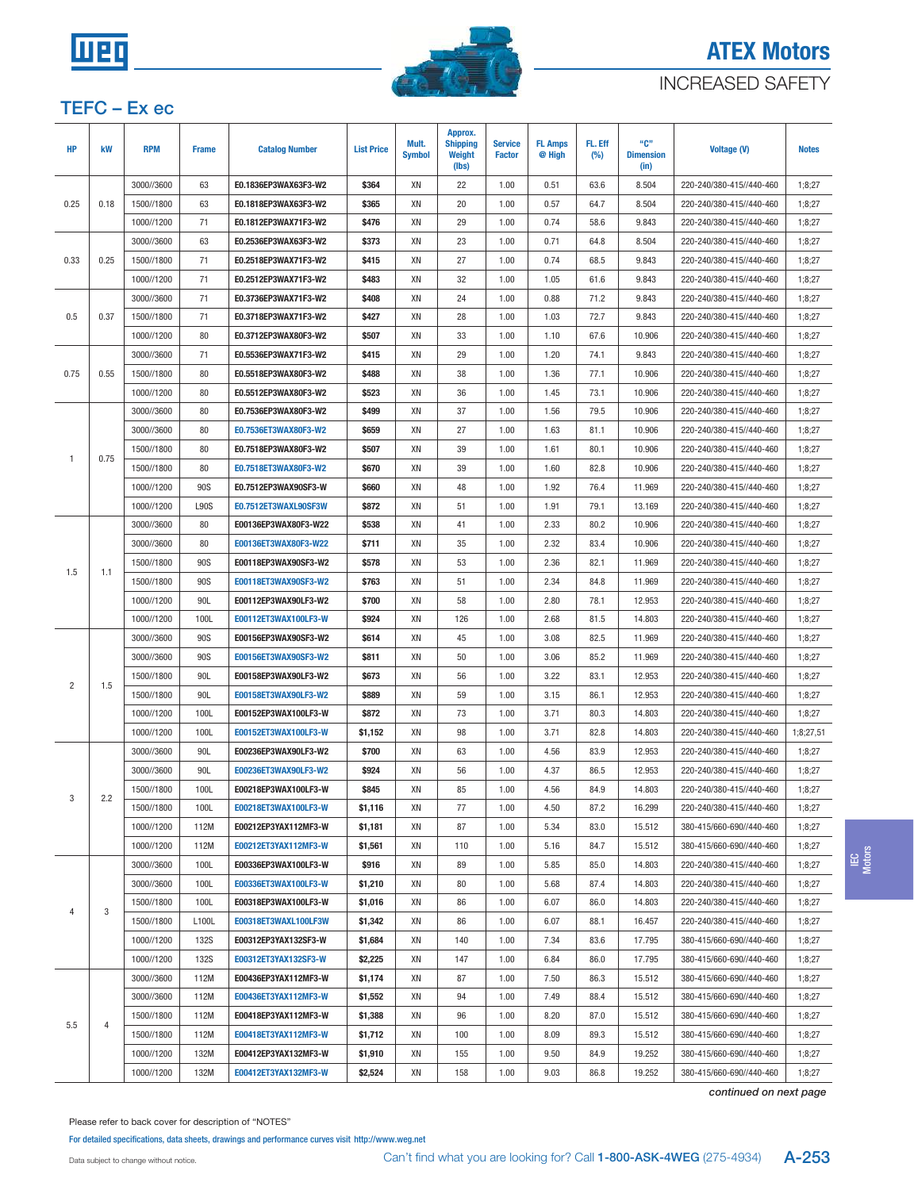# ATEX Motors

## INCREASED SAFETY

## TEFC – Ex ec

| HP | kW | RPM | Frame | Catalog Number | List Price | Mult. Symbol | Approx. Shipping Weight (lbs) | Service Factor | FL Amps @ High | FL. Eff (%) | "C" Dimension (in) | Voltage (V) | Notes |
|---|---|---|---|---|---|---|---|---|---|---|---|---|---|
| 0.25 | 0.18 | 3000//3600 | 63 | E0.1836EP3WAX63F3-W2 | $364 | XN | 22 | 1.00 | 0.51 | 63.6 | 8.504 | 220-240/380-415//440-460 | 1;8;27 |
| | | 1500//1800 | 63 | E0.1818EP3WAX63F3-W2 | $365 | XN | 20 | 1.00 | 0.57 | 64.7 | 8.504 | 220-240/380-415//440-460 | 1;8;27 |
| | | 1000//1200 | 71 | E0.1812EP3WAX71F3-W2 | $476 | XN | 29 | 1.00 | 0.74 | 58.6 | 9.843 | 220-240/380-415//440-460 | 1;8;27 |
| 0.33 | 0.25 | 3000//3600 | 63 | E0.2536EP3WAX63F3-W2 | $373 | XN | 23 | 1.00 | 0.71 | 64.8 | 8.504 | 220-240/380-415//440-460 | 1;8;27 |
| | | 1500//1800 | 71 | E0.2518EP3WAX71F3-W2 | $415 | XN | 27 | 1.00 | 0.74 | 68.5 | 9.843 | 220-240/380-415//440-460 | 1;8;27 |
| | | 1000//1200 | 71 | E0.2512EP3WAX71F3-W2 | $483 | XN | 32 | 1.00 | 1.05 | 61.6 | 9.843 | 220-240/380-415//440-460 | 1;8;27 |
| 0.5 | 0.37 | 3000//3600 | 71 | E0.3736EP3WAX71F3-W2 | $408 | XN | 24 | 1.00 | 0.88 | 71.2 | 9.843 | 220-240/380-415//440-460 | 1;8;27 |
| | | 1500//1800 | 71 | E0.3718EP3WAX71F3-W2 | $427 | XN | 28 | 1.00 | 1.03 | 72.7 | 9.843 | 220-240/380-415//440-460 | 1;8;27 |
| | | 1000//1200 | 80 | E0.3712EP3WAX80F3-W2 | $507 | XN | 33 | 1.00 | 1.10 | 67.6 | 10.906 | 220-240/380-415//440-460 | 1;8;27 |
| 0.75 | 0.55 | 3000//3600 | 71 | E0.5536EP3WAX71F3-W2 | $415 | XN | 29 | 1.00 | 1.20 | 74.1 | 9.843 | 220-240/380-415//440-460 | 1;8;27 |
| | | 1500//1800 | 80 | E0.5518EP3WAX80F3-W2 | $488 | XN | 38 | 1.00 | 1.36 | 77.1 | 10.906 | 220-240/380-415//440-460 | 1;8;27 |
| | | 1000//1200 | 80 | E0.5512EP3WAX80F3-W2 | $523 | XN | 36 | 1.00 | 1.45 | 73.1 | 10.906 | 220-240/380-415//440-460 | 1;8;27 |
| 1 | 0.75 | 3000//3600 | 80 | E0.7536EP3WAX80F3-W2 | $499 | XN | 37 | 1.00 | 1.56 | 79.5 | 10.906 | 220-240/380-415//440-460 | 1;8;27 |
| | | 3000//3600 | 80 | E0.7536ET3WAX80F3-W2 | $659 | XN | 27 | 1.00 | 1.63 | 81.1 | 10.906 | 220-240/380-415//440-460 | 1;8;27 |
| | | 1500//1800 | 80 | E0.7518EP3WAX80F3-W2 | $507 | XN | 39 | 1.00 | 1.61 | 80.1 | 10.906 | 220-240/380-415//440-460 | 1;8;27 |
| | | 1500//1800 | 80 | E0.7518ET3WAX80F3-W2 | $670 | XN | 39 | 1.00 | 1.60 | 82.8 | 10.906 | 220-240/380-415//440-460 | 1;8;27 |
| | | 1000//1200 | 90S | E0.7512EP3WAX90SF3-W | $660 | XN | 48 | 1.00 | 1.92 | 76.4 | 11.969 | 220-240/380-415//440-460 | 1;8;27 |
| | | 1000//1200 | L90S | E0.7512ET3WAXL90SF3W | $872 | XN | 51 | 1.00 | 1.91 | 79.1 | 13.169 | 220-240/380-415//440-460 | 1;8;27 |
| 1.5 | 1.1 | 3000//3600 | 80 | E00136EP3WAX80F3-W22 | $538 | XN | 41 | 1.00 | 2.33 | 80.2 | 10.906 | 220-240/380-415//440-460 | 1;8;27 |
| | | 3000//3600 | 80 | E00136ET3WAX80F3-W22 | $711 | XN | 35 | 1.00 | 2.32 | 83.4 | 10.906 | 220-240/380-415//440-460 | 1;8;27 |
| | | 1500//1800 | 90S | E00118EP3WAX90SF3-W2 | $578 | XN | 53 | 1.00 | 2.36 | 82.1 | 11.969 | 220-240/380-415//440-460 | 1;8;27 |
| | | 1500//1800 | 90S | E00118ET3WAX90SF3-W2 | $763 | XN | 51 | 1.00 | 2.34 | 84.8 | 11.969 | 220-240/380-415//440-460 | 1;8;27 |
| | | 1000//1200 | 90L | E00112EP3WAX90LF3-W2 | $700 | XN | 58 | 1.00 | 2.80 | 78.1 | 12.953 | 220-240/380-415//440-460 | 1;8;27 |
| | | 1000//1200 | 100L | E00112ET3WAX100LF3-W | $924 | XN | 126 | 1.00 | 2.68 | 81.5 | 14.803 | 220-240/380-415//440-460 | 1;8;27 |
| 2 | 1.5 | 3000//3600 | 90S | E00156EP3WAX90SF3-W2 | $614 | XN | 45 | 1.00 | 3.08 | 82.5 | 11.969 | 220-240/380-415//440-460 | 1;8;27 |
| | | 3000//3600 | 90S | E00156ET3WAX90SF3-W2 | $811 | XN | 50 | 1.00 | 3.06 | 85.2 | 11.969 | 220-240/380-415//440-460 | 1;8;27 |
| | | 1500//1800 | 90L | E00158EP3WAX90LF3-W2 | $673 | XN | 56 | 1.00 | 3.22 | 83.1 | 12.953 | 220-240/380-415//440-460 | 1;8;27 |
| | | 1500//1800 | 90L | E00158ET3WAX90LF3-W2 | $889 | XN | 59 | 1.00 | 3.15 | 86.1 | 12.953 | 220-240/380-415//440-460 | 1;8;27 |
| | | 1000//1200 | 100L | E00152EP3WAX100LF3-W | $872 | XN | 73 | 1.00 | 3.71 | 80.3 | 14.803 | 220-240/380-415//440-460 | 1;8;27 |
| | | 1000//1200 | 100L | E00152ET3WAX100LF3-W | $1,152 | XN | 98 | 1.00 | 3.71 | 82.8 | 14.803 | 220-240/380-415//440-460 | 1;8;27,51 |
| 3 | 2.2 | 3000//3600 | 90L | E00236EP3WAX90LF3-W2 | $700 | XN | 63 | 1.00 | 4.56 | 83.9 | 12.953 | 220-240/380-415//440-460 | 1;8;27 |
| | | 3000//3600 | 90L | E00236ET3WAX90LF3-W2 | $924 | XN | 56 | 1.00 | 4.37 | 86.5 | 12.953 | 220-240/380-415//440-460 | 1;8;27 |
| | | 1500//1800 | 100L | E00218EP3WAX100LF3-W | $845 | XN | 85 | 1.00 | 4.56 | 84.9 | 14.803 | 220-240/380-415//440-460 | 1;8;27 |
| | | 1500//1800 | 100L | E00218ET3WAX100LF3-W | $1,116 | XN | 77 | 1.00 | 4.50 | 87.2 | 16.299 | 220-240/380-415//440-460 | 1;8;27 |
| | | 1000//1200 | 112M | E00212EP3YAX112MF3-W | $1,181 | XN | 87 | 1.00 | 5.34 | 83.0 | 15.512 | 380-415/660-690//440-460 | 1;8;27 |
| | | 1000//1200 | 112M | E00212ET3YAX112MF3-W | $1,561 | XN | 110 | 1.00 | 5.16 | 84.7 | 15.512 | 380-415/660-690//440-460 | 1;8;27 |
| 4 | 3 | 3000//3600 | 100L | E00336EP3WAX100LF3-W | $916 | XN | 89 | 1.00 | 5.85 | 85.0 | 14.803 | 220-240/380-415//440-460 | 1;8;27 |
| | | 3000//3600 | 100L | E00336ET3WAX100LF3-W | $1,210 | XN | 80 | 1.00 | 5.68 | 87.4 | 14.803 | 220-240/380-415//440-460 | 1;8;27 |
| | | 1500//1800 | 100L | E00318EP3WAX100LF3-W | $1,016 | XN | 86 | 1.00 | 6.07 | 86.0 | 14.803 | 220-240/380-415//440-460 | 1;8;27 |
| | | 1500//1800 | L100L | E00318ET3WAXL100LF3W | $1,342 | XN | 86 | 1.00 | 6.07 | 88.1 | 16.457 | 220-240/380-415//440-460 | 1;8;27 |
| | | 1000//1200 | 132S | E00312EP3YAX132SF3-W | $1,684 | XN | 140 | 1.00 | 7.34 | 83.6 | 17.795 | 380-415/660-690//440-460 | 1;8;27 |
| | | 1000//1200 | 132S | E00312ET3YAX132SF3-W | $2,225 | XN | 147 | 1.00 | 6.84 | 86.0 | 17.795 | 380-415/660-690//440-460 | 1;8;27 |
| 5.5 | 4 | 3000//3600 | 112M | E00436EP3YAX112MF3-W | $1,174 | XN | 87 | 1.00 | 7.50 | 86.3 | 15.512 | 380-415/660-690//440-460 | 1;8;27 |
| | | 3000//3600 | 112M | E00436ET3YAX112MF3-W | $1,552 | XN | 94 | 1.00 | 7.49 | 88.4 | 15.512 | 380-415/660-690//440-460 | 1;8;27 |
| | | 1500//1800 | 112M | E00418EP3YAX112MF3-W | $1,388 | XN | 96 | 1.00 | 8.20 | 87.0 | 15.512 | 380-415/660-690//440-460 | 1;8;27 |
| | | 1500//1800 | 112M | E00418ET3YAX112MF3-W | $1,712 | XN | 100 | 1.00 | 8.09 | 89.3 | 15.512 | 380-415/660-690//440-460 | 1;8;27 |
| | | 1000//1200 | 132M | E00412EP3YAX132MF3-W | $1,910 | XN | 155 | 1.00 | 9.50 | 84.9 | 19.252 | 380-415/660-690//440-460 | 1;8;27 |
| | | 1000//1200 | 132M | E00412ET3YAX132MF3-W | $2,524 | XN | 158 | 1.00 | 9.03 | 86.8 | 19.252 | 380-415/660-690//440-460 | 1;8;27 |

*continued on next page*

Please refer to back cover for description of "NOTES"

For detailed specifications, data sheets, drawings and performance curves visit http://www.weg.net

Data subject to change without notice.

Can't find what you are looking for? Call **1-800-ASK-4WEG** (275-4934)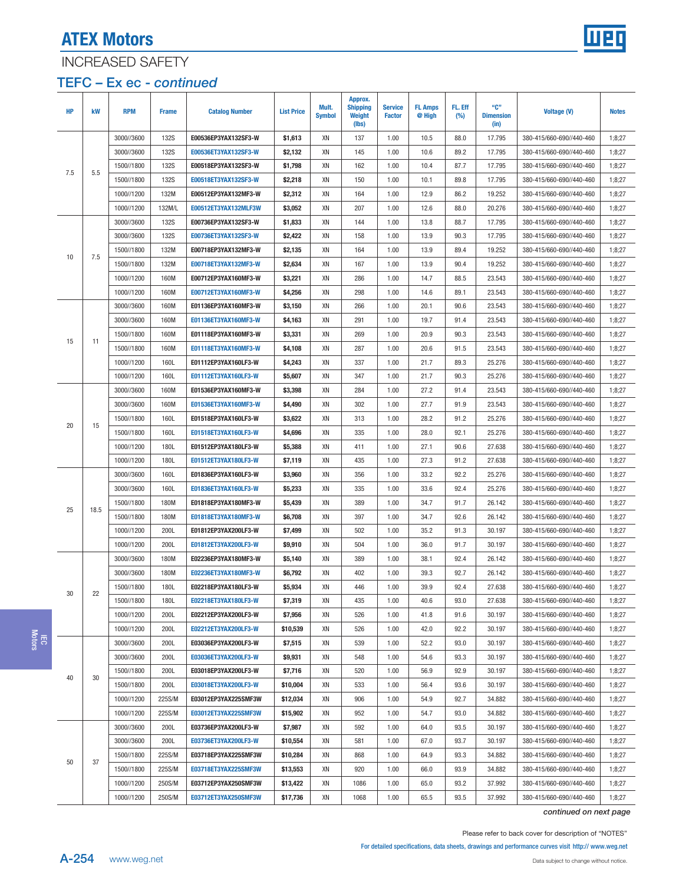# ATEX Motors

## INCREASED SAFETY

### TEFC – Ex ec - *continued*

| HP | kW | RPM | Frame | Catalog Number | List Price | Mult. Symbol | Approx. Shipping Weight (lbs) | Service Factor | FL Amps @ High | FL. Eff (%) | "C" Dimension (in) | Voltage (V) | Notes |
|---|---|---|---|---|---|---|---|---|---|---|---|---|---|
| 7.5 | 5.5 | 3000//3600 | 132S | E00536EP3YAX132SF3-W | $1,613 | XN | 137 | 1.00 | 10.5 | 88.0 | 17.795 | 380-415/660-690//440-460 | 1;8;27 |
| | | 3000//3600 | 132S | E00536ET3YAX132SF3-W | $2,132 | XN | 145 | 1.00 | 10.6 | 89.2 | 17.795 | 380-415/660-690//440-460 | 1;8;27 |
| | | 1500//1800 | 132S | E00518EP3YAX132SF3-W | $1,798 | XN | 162 | 1.00 | 10.4 | 87.7 | 17.795 | 380-415/660-690//440-460 | 1;8;27 |
| | | 1500//1800 | 132S | E00518ET3YAX132SF3-W | $2,218 | XN | 150 | 1.00 | 10.1 | 89.8 | 17.795 | 380-415/660-690//440-460 | 1;8;27 |
| | | 1000//1200 | 132M | E00512EP3YAX132MF3-W | $2,312 | XN | 164 | 1.00 | 12.9 | 86.2 | 19.252 | 380-415/660-690//440-460 | 1;8;27 |
| | | 1000//1200 | 132M/L | E00512ET3YAX132MLF3W | $3,052 | XN | 207 | 1.00 | 12.6 | 88.0 | 20.276 | 380-415/660-690//440-460 | 1;8;27 |
| 10 | 7.5 | 3000//3600 | 132S | E00736EP3YAX132SF3-W | $1,833 | XN | 144 | 1.00 | 13.8 | 88.7 | 17.795 | 380-415/660-690//440-460 | 1;8;27 |
| | | 3000//3600 | 132S | E00736ET3YAX132SF3-W | $2,422 | XN | 158 | 1.00 | 13.9 | 90.3 | 17.795 | 380-415/660-690//440-460 | 1;8;27 |
| | | 1500//1800 | 132M | E00718EP3YAX132MF3-W | $2,135 | XN | 164 | 1.00 | 13.9 | 89.4 | 19.252 | 380-415/660-690//440-460 | 1;8;27 |
| | | 1500//1800 | 132M | E00718ET3YAX132MF3-W | $2,634 | XN | 167 | 1.00 | 13.9 | 90.4 | 19.252 | 380-415/660-690//440-460 | 1;8;27 |
| | | 1000//1200 | 160M | E00712EP3YAX160MF3-W | $3,221 | XN | 286 | 1.00 | 14.7 | 88.5 | 23.543 | 380-415/660-690//440-460 | 1;8;27 |
| | | 1000//1200 | 160M | E00712ET3YAX160MF3-W | $4,256 | XN | 298 | 1.00 | 14.6 | 89.1 | 23.543 | 380-415/660-690//440-460 | 1;8;27 |
| 15 | 11 | 3000//3600 | 160M | E01136EP3YAX160MF3-W | $3,150 | XN | 266 | 1.00 | 20.1 | 90.6 | 23.543 | 380-415/660-690//440-460 | 1;8;27 |
| | | 3000//3600 | 160M | E01136ET3YAX160MF3-W | $4,163 | XN | 291 | 1.00 | 19.7 | 91.4 | 23.543 | 380-415/660-690//440-460 | 1;8;27 |
| | | 1500//1800 | 160M | E01118EP3YAX160MF3-W | $3,331 | XN | 269 | 1.00 | 20.9 | 90.3 | 23.543 | 380-415/660-690//440-460 | 1;8;27 |
| | | 1500//1800 | 160M | E01118ET3YAX160MF3-W | $4,108 | XN | 287 | 1.00 | 20.6 | 91.5 | 23.543 | 380-415/660-690//440-460 | 1;8;27 |
| | | 1000//1200 | 160L | E01112EP3YAX160LF3-W | $4,243 | XN | 337 | 1.00 | 21.7 | 89.3 | 25.276 | 380-415/660-690//440-460 | 1;8;27 |
| | | 1000//1200 | 160L | E01112ET3YAX160LF3-W | $5,607 | XN | 347 | 1.00 | 21.7 | 90.3 | 25.276 | 380-415/660-690//440-460 | 1;8;27 |
| 20 | 15 | 3000//3600 | 160M | E01536EP3YAX160MF3-W | $3,398 | XN | 284 | 1.00 | 27.2 | 91.4 | 23.543 | 380-415/660-690//440-460 | 1;8;27 |
| | | 3000//3600 | 160M | E01536ET3YAX160MF3-W | $4,490 | XN | 302 | 1.00 | 27.7 | 91.9 | 23.543 | 380-415/660-690//440-460 | 1;8;27 |
| | | 1500//1800 | 160L | E01518EP3YAX160LF3-W | $3,622 | XN | 313 | 1.00 | 28.2 | 91.2 | 25.276 | 380-415/660-690//440-460 | 1;8;27 |
| | | 1500//1800 | 160L | E01518ET3YAX160LF3-W | $4,696 | XN | 335 | 1.00 | 28.0 | 92.1 | 25.276 | 380-415/660-690//440-460 | 1;8;27 |
| | | 1000//1200 | 180L | E01512EP3YAX180LF3-W | $5,388 | XN | 411 | 1.00 | 27.1 | 90.6 | 27.638 | 380-415/660-690//440-460 | 1;8;27 |
| | | 1000//1200 | 180L | E01512ET3YAX180LF3-W | $7,119 | XN | 435 | 1.00 | 27.3 | 91.2 | 27.638 | 380-415/660-690//440-460 | 1;8;27 |
| 25 | 18.5 | 3000//3600 | 160L | E01836EP3YAX160LF3-W | $3,960 | XN | 356 | 1.00 | 33.2 | 92.2 | 25.276 | 380-415/660-690//440-460 | 1;8;27 |
| | | 3000//3600 | 160L | E01836ET3YAX160LF3-W | $5,233 | XN | 335 | 1.00 | 33.6 | 92.4 | 25.276 | 380-415/660-690//440-460 | 1;8;27 |
| | | 1500//1800 | 180M | E01818EP3YAX180MF3-W | $5,439 | XN | 389 | 1.00 | 34.7 | 91.7 | 26.142 | 380-415/660-690//440-460 | 1;8;27 |
| | | 1500//1800 | 180M | E01818ET3YAX180MF3-W | $6,708 | XN | 397 | 1.00 | 34.7 | 92.6 | 26.142 | 380-415/660-690//440-460 | 1;8;27 |
| | | 1000//1200 | 200L | E01812EP3YAX200LF3-W | $7,499 | XN | 502 | 1.00 | 35.2 | 91.3 | 30.197 | 380-415/660-690//440-460 | 1;8;27 |
| | | 1000//1200 | 200L | E01812ET3YAX200LF3-W | $9,910 | XN | 504 | 1.00 | 36.0 | 91.7 | 30.197 | 380-415/660-690//440-460 | 1;8;27 |
| 30 | 22 | 3000//3600 | 180M | E02236EP3YAX180MF3-W | $5,140 | XN | 389 | 1.00 | 38.1 | 92.4 | 26.142 | 380-415/660-690//440-460 | 1;8;27 |
| | | 3000//3600 | 180M | E02236ET3YAX180MF3-W | $6,792 | XN | 402 | 1.00 | 39.3 | 92.7 | 26.142 | 380-415/660-690//440-460 | 1;8;27 |
| | | 1500//1800 | 180L | E02218EP3YAX180LF3-W | $5,934 | XN | 446 | 1.00 | 39.9 | 92.4 | 27.638 | 380-415/660-690//440-460 | 1;8;27 |
| | | 1500//1800 | 180L | E02218ET3YAX180LF3-W | $7,319 | XN | 435 | 1.00 | 40.6 | 93.0 | 27.638 | 380-415/660-690//440-460 | 1;8;27 |
| | | 1000//1200 | 200L | E02212EP3YAX200LF3-W | $7,956 | XN | 526 | 1.00 | 41.8 | 91.6 | 30.197 | 380-415/660-690//440-460 | 1;8;27 |
| | | 1000//1200 | 200L | E02212ET3YAX200LF3-W | $10,539 | XN | 526 | 1.00 | 42.0 | 92.2 | 30.197 | 380-415/660-690//440-460 | 1;8;27 |
| 40 | 30 | 3000//3600 | 200L | E03036EP3YAX200LF3-W | $7,515 | XN | 539 | 1.00 | 52.2 | 93.0 | 30.197 | 380-415/660-690//440-460 | 1;8;27 |
| | | 3000//3600 | 200L | E03036ET3YAX200LF3-W | $9,931 | XN | 548 | 1.00 | 54.6 | 93.3 | 30.197 | 380-415/660-690//440-460 | 1;8;27 |
| | | 1500//1800 | 200L | E03018EP3YAX200LF3-W | $7,716 | XN | 520 | 1.00 | 56.9 | 92.9 | 30.197 | 380-415/660-690//440-460 | 1;8;27 |
| | | 1500//1800 | 200L | E03018ET3YAX200LF3-W | $10,004 | XN | 533 | 1.00 | 56.4 | 93.6 | 30.197 | 380-415/660-690//440-460 | 1;8;27 |
| | | 1000//1200 | 225S/M | E03012EP3YAX225SMF3W | $12,034 | XN | 906 | 1.00 | 54.9 | 92.7 | 34.882 | 380-415/660-690//440-460 | 1;8;27 |
| | | 1000//1200 | 225S/M | E03012ET3YAX225SMF3W | $15,902 | XN | 952 | 1.00 | 54.7 | 93.0 | 34.882 | 380-415/660-690//440-460 | 1;8;27 |
| 50 | 37 | 3000//3600 | 200L | E03736EP3YAX200LF3-W | $7,987 | XN | 592 | 1.00 | 64.0 | 93.5 | 30.197 | 380-415/660-690//440-460 | 1;8;27 |
| | | 3000//3600 | 200L | E03736ET3YAX200LF3-W | $10,554 | XN | 581 | 1.00 | 67.0 | 93.7 | 30.197 | 380-415/660-690//440-460 | 1;8;27 |
| | | 1500//1800 | 225S/M | E03718EP3YAX225SMF3W | $10,284 | XN | 868 | 1.00 | 64.9 | 93.3 | 34.882 | 380-415/660-690//440-460 | 1;8;27 |
| | | 1500//1800 | 225S/M | E03718ET3YAX225SMF3W | $13,553 | XN | 920 | 1.00 | 66.0 | 93.9 | 34.882 | 380-415/660-690//440-460 | 1;8;27 |
| | | 1000//1200 | 250S/M | E03712EP3YAX250SMF3W | $13,422 | XN | 1086 | 1.00 | 65.0 | 93.2 | 37.992 | 380-415/660-690//440-460 | 1;8;27 |
| | | 1000//1200 | 250S/M | E03712ET3YAX250SMF3W | $17,736 | XN | 1068 | 1.00 | 65.5 | 93.5 | 37.992 | 380-415/660-690//440-460 | 1;8;27 |

*continued on next page*

Please refer to back cover for description of "NOTES"

For detailed specifications, data sheets, drawings and performance curves visit http:// www.weg.net

Data subject to change without notice.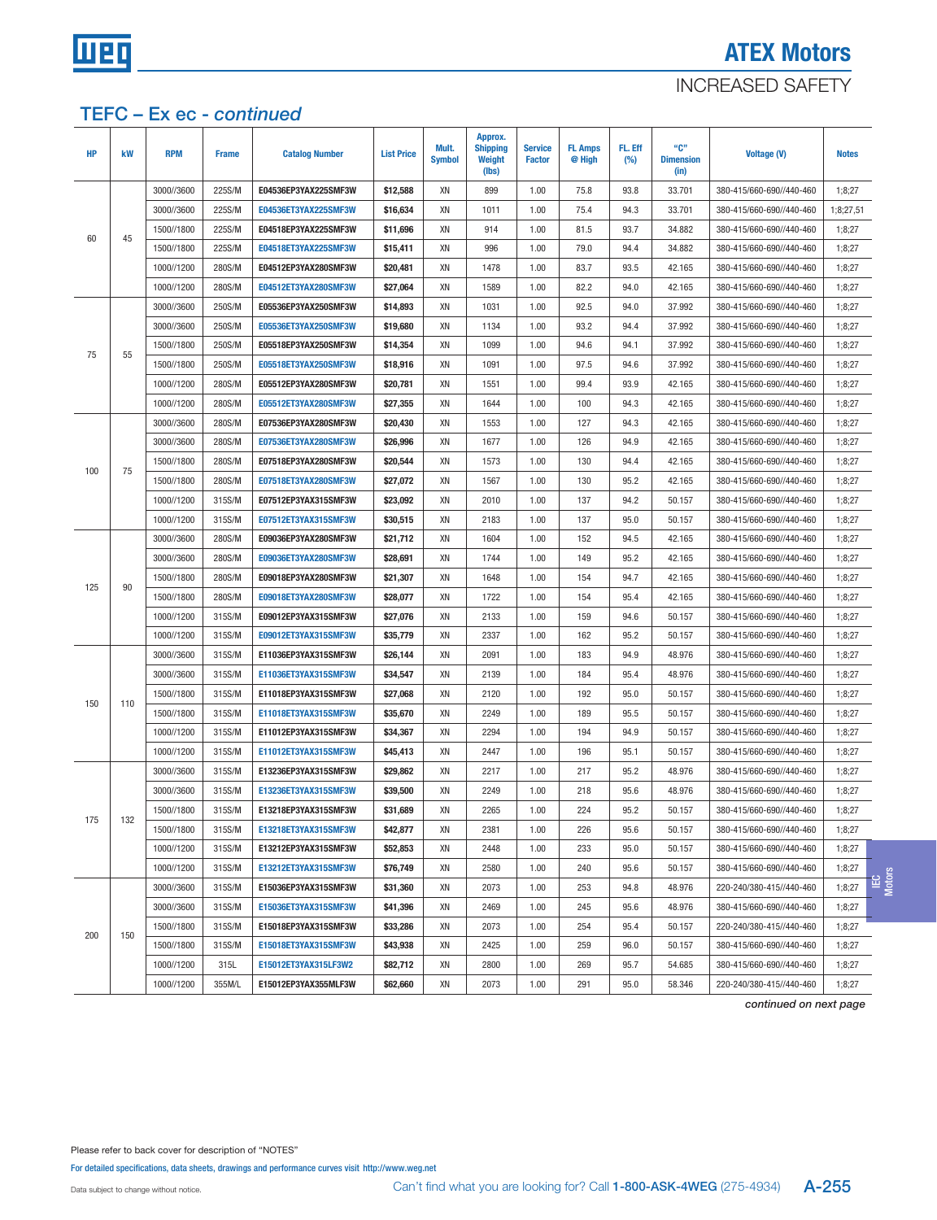# ATEX Motors

INCREASED SAFETY

## TEFC – Ex ec - *continued*

| HP | kW | RPM | Frame | Catalog Number | List Price | Mult. Symbol | Approx. Shipping Weight (lbs) | Service Factor | FL Amps @ High | FL. Eff (%) | "C" Dimension (in) | Voltage (V) | Notes |
|---|---|---|---|---|---|---|---|---|---|---|---|---|---|
| 60 | 45 | 3000//3600 | 225S/M | E04536EP3YAX225SMF3W | $12,588 | XN | 899 | 1.00 | 75.8 | 93.8 | 33.701 | 380-415/660-690//440-460 | 1;8;27 |
| | | 3000//3600 | 225S/M | E04536ET3YAX225SMF3W | $16,634 | XN | 1011 | 1.00 | 75.4 | 94.3 | 33.701 | 380-415/660-690//440-460 | 1;8;27,51 |
| | | 1500//1800 | 225S/M | E04518EP3YAX225SMF3W | $11,696 | XN | 914 | 1.00 | 81.5 | 93.7 | 34.882 | 380-415/660-690//440-460 | 1;8;27 |
| | | 1500//1800 | 225S/M | E04518ET3YAX225SMF3W | $15,411 | XN | 996 | 1.00 | 79.0 | 94.4 | 34.882 | 380-415/660-690//440-460 | 1;8;27 |
| | | 1000//1200 | 280S/M | E04512EP3YAX280SMF3W | $20,481 | XN | 1478 | 1.00 | 83.7 | 93.5 | 42.165 | 380-415/660-690//440-460 | 1;8;27 |
| | | 1000//1200 | 280S/M | E04512ET3YAX280SMF3W | $27,064 | XN | 1589 | 1.00 | 82.2 | 94.0 | 42.165 | 380-415/660-690//440-460 | 1;8;27 |
| 75 | 55 | 3000//3600 | 250S/M | E05536EP3YAX250SMF3W | $14,893 | XN | 1031 | 1.00 | 92.5 | 94.0 | 37.992 | 380-415/660-690//440-460 | 1;8;27 |
| | | 3000//3600 | 250S/M | E05536ET3YAX250SMF3W | $19,680 | XN | 1134 | 1.00 | 93.2 | 94.4 | 37.992 | 380-415/660-690//440-460 | 1;8;27 |
| | | 1500//1800 | 250S/M | E05518EP3YAX250SMF3W | $14,354 | XN | 1099 | 1.00 | 94.6 | 94.1 | 37.992 | 380-415/660-690//440-460 | 1;8;27 |
| | | 1500//1800 | 250S/M | E05518ET3YAX250SMF3W | $18,916 | XN | 1091 | 1.00 | 97.5 | 94.6 | 37.992 | 380-415/660-690//440-460 | 1;8;27 |
| | | 1000//1200 | 280S/M | E05512EP3YAX280SMF3W | $20,781 | XN | 1551 | 1.00 | 99.4 | 93.9 | 42.165 | 380-415/660-690//440-460 | 1;8;27 |
| | | 1000//1200 | 280S/M | E05512ET3YAX280SMF3W | $27,355 | XN | 1644 | 1.00 | 100 | 94.3 | 42.165 | 380-415/660-690//440-460 | 1;8;27 |
| 100 | 75 | 3000//3600 | 280S/M | E07536EP3YAX280SMF3W | $20,430 | XN | 1553 | 1.00 | 127 | 94.3 | 42.165 | 380-415/660-690//440-460 | 1;8;27 |
| | | 3000//3600 | 280S/M | E07536ET3YAX280SMF3W | $26,996 | XN | 1677 | 1.00 | 126 | 94.9 | 42.165 | 380-415/660-690//440-460 | 1;8;27 |
| | | 1500//1800 | 280S/M | E07518EP3YAX280SMF3W | $20,544 | XN | 1573 | 1.00 | 130 | 94.4 | 42.165 | 380-415/660-690//440-460 | 1;8;27 |
| | | 1500//1800 | 280S/M | E07518ET3YAX280SMF3W | $27,072 | XN | 1567 | 1.00 | 130 | 95.2 | 42.165 | 380-415/660-690//440-460 | 1;8;27 |
| | | 1000//1200 | 315S/M | E07512EP3YAX315SMF3W | $23,092 | XN | 2010 | 1.00 | 137 | 94.2 | 50.157 | 380-415/660-690//440-460 | 1;8;27 |
| | | 1000//1200 | 315S/M | E07512ET3YAX315SMF3W | $30,515 | XN | 2183 | 1.00 | 137 | 95.0 | 50.157 | 380-415/660-690//440-460 | 1;8;27 |
| 125 | 90 | 3000//3600 | 280S/M | E09036EP3YAX280SMF3W | $21,712 | XN | 1604 | 1.00 | 152 | 94.5 | 42.165 | 380-415/660-690//440-460 | 1;8;27 |
| | | 3000//3600 | 280S/M | E09036ET3YAX280SMF3W | $28,691 | XN | 1744 | 1.00 | 149 | 95.2 | 42.165 | 380-415/660-690//440-460 | 1;8;27 |
| | | 1500//1800 | 280S/M | E09018EP3YAX280SMF3W | $21,307 | XN | 1648 | 1.00 | 154 | 94.7 | 42.165 | 380-415/660-690//440-460 | 1;8;27 |
| | | 1500//1800 | 280S/M | E09018ET3YAX280SMF3W | $28,077 | XN | 1722 | 1.00 | 154 | 95.4 | 42.165 | 380-415/660-690//440-460 | 1;8;27 |
| | | 1000//1200 | 315S/M | E09012EP3YAX315SMF3W | $27,076 | XN | 2133 | 1.00 | 159 | 94.6 | 50.157 | 380-415/660-690//440-460 | 1;8;27 |
| | | 1000//1200 | 315S/M | E09012ET3YAX315SMF3W | $35,779 | XN | 2337 | 1.00 | 162 | 95.2 | 50.157 | 380-415/660-690//440-460 | 1;8;27 |
| 150 | 110 | 3000//3600 | 315S/M | E11036EP3YAX315SMF3W | $26,144 | XN | 2091 | 1.00 | 183 | 94.9 | 48.976 | 380-415/660-690//440-460 | 1;8;27 |
| | | 3000//3600 | 315S/M | E11036ET3YAX315SMF3W | $34,547 | XN | 2139 | 1.00 | 184 | 95.4 | 48.976 | 380-415/660-690//440-460 | 1;8;27 |
| | | 1500//1800 | 315S/M | E11018EP3YAX315SMF3W | $27,068 | XN | 2120 | 1.00 | 192 | 95.0 | 50.157 | 380-415/660-690//440-460 | 1;8;27 |
| | | 1500//1800 | 315S/M | E11018ET3YAX315SMF3W | $35,670 | XN | 2249 | 1.00 | 189 | 95.5 | 50.157 | 380-415/660-690//440-460 | 1;8;27 |
| | | 1000//1200 | 315S/M | E11012EP3YAX315SMF3W | $34,367 | XN | 2294 | 1.00 | 194 | 94.9 | 50.157 | 380-415/660-690//440-460 | 1;8;27 |
| | | 1000//1200 | 315S/M | E11012ET3YAX315SMF3W | $45,413 | XN | 2447 | 1.00 | 196 | 95.1 | 50.157 | 380-415/660-690//440-460 | 1;8;27 |
| 175 | 132 | 3000//3600 | 315S/M | E13236EP3YAX315SMF3W | $29,862 | XN | 2217 | 1.00 | 217 | 95.2 | 48.976 | 380-415/660-690//440-460 | 1;8;27 |
| | | 3000//3600 | 315S/M | E13236ET3YAX315SMF3W | $39,500 | XN | 2249 | 1.00 | 218 | 95.6 | 48.976 | 380-415/660-690//440-460 | 1;8;27 |
| | | 1500//1800 | 315S/M | E13218EP3YAX315SMF3W | $31,689 | XN | 2265 | 1.00 | 224 | 95.2 | 50.157 | 380-415/660-690//440-460 | 1;8;27 |
| | | 1500//1800 | 315S/M | E13218ET3YAX315SMF3W | $42,877 | XN | 2381 | 1.00 | 226 | 95.6 | 50.157 | 380-415/660-690//440-460 | 1;8;27 |
| | | 1000//1200 | 315S/M | E13212EP3YAX315SMF3W | $52,853 | XN | 2448 | 1.00 | 233 | 95.0 | 50.157 | 380-415/660-690//440-460 | 1;8;27 |
| | | 1000//1200 | 315S/M | E13212ET3YAX315SMF3W | $76,749 | XN | 2580 | 1.00 | 240 | 95.6 | 50.157 | 380-415/660-690//440-460 | 1;8;27 |
| 200 | 150 | 3000//3600 | 315S/M | E15036EP3YAX315SMF3W | $31,360 | XN | 2073 | 1.00 | 253 | 94.8 | 48.976 | 220-240/380-415//440-460 | 1;8;27 |
| | | 3000//3600 | 315S/M | E15036ET3YAX315SMF3W | $41,396 | XN | 2469 | 1.00 | 245 | 95.6 | 48.976 | 380-415/660-690//440-460 | 1;8;27 |
| | | 1500//1800 | 315S/M | E15018EP3YAX315SMF3W | $33,286 | XN | 2073 | 1.00 | 254 | 95.4 | 50.157 | 220-240/380-415//440-460 | 1;8;27 |
| | | 1500//1800 | 315S/M | E15018ET3YAX315SMF3W | $43,938 | XN | 2425 | 1.00 | 259 | 96.0 | 50.157 | 380-415/660-690//440-460 | 1;8;27 |
| | | 1000//1200 | 315L | E15012ET3YAX315LF3W2 | $82,712 | XN | 2800 | 1.00 | 269 | 95.7 | 54.685 | 380-415/660-690//440-460 | 1;8;27 |
| | | 1000//1200 | 355M/L | E15012EP3YAX355MLF3W | $62,660 | XN | 2073 | 1.00 | 291 | 95.0 | 58.346 | 220-240/380-415//440-460 | 1;8;27 |

*continued on next page*

Please refer to back cover for description of "NOTES"

For detailed specifications, data sheets, drawings and performance curves visit http://www.weg.net

Data subject to change without notice.

Can't find what you are looking for? Call **1-800-ASK-4WEG** (275-4934)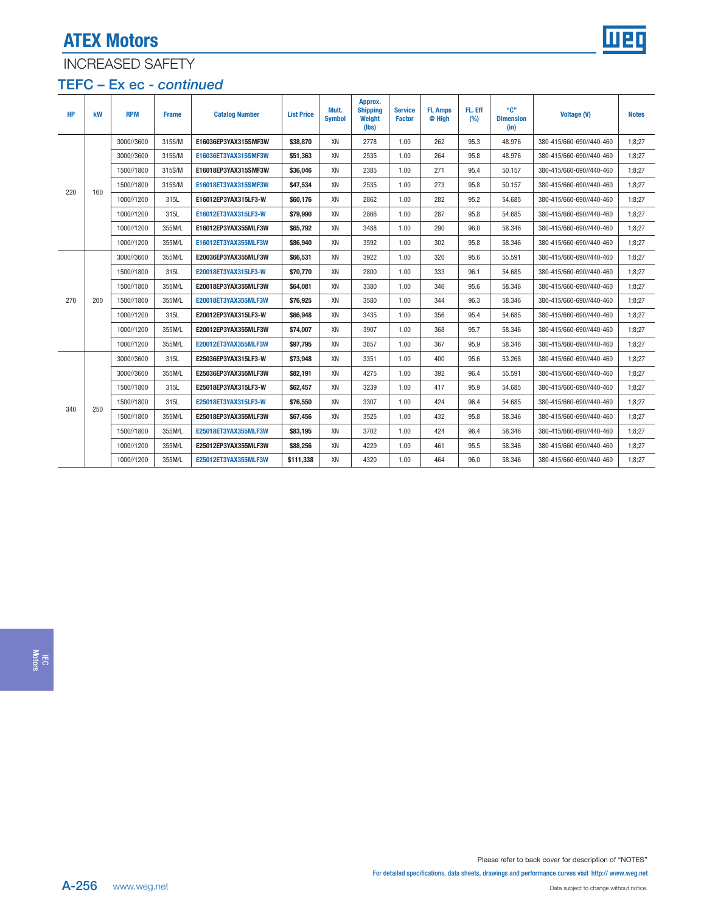# ATEX Motors

## INCREASED SAFETY

### TEFC – Ex ec - *continued*

| HP | kW | RPM | Frame | Catalog Number | List Price | Mult. Symbol | Approx. Shipping Weight (lbs) | Service Factor | FL Amps @ High | FL. Eff (%) | "C" Dimension (in) | Voltage (V) | Notes |
|---|---|---|---|---|---|---|---|---|---|---|---|---|---|
| 220 | 160 | 3000//3600 | 315S/M | E16036EP3YAX315SMF3W | $38,870 | XN | 2778 | 1.00 | 262 | 95.3 | 48.976 | 380-415/660-690//440-460 | 1;8;27 |
| | | 3000//3600 | 315S/M | E16036ET3YAX315SMF3W | $51,363 | XN | 2535 | 1.00 | 264 | 95.8 | 48.976 | 380-415/660-690//440-460 | 1;8;27 |
| | | 1500//1800 | 315S/M | E16018EP3YAX315SMF3W | $36,046 | XN | 2385 | 1.00 | 271 | 95.4 | 50.157 | 380-415/660-690//440-460 | 1;8;27 |
| | | 1500//1800 | 315S/M | E16018ET3YAX315SMF3W | $47,534 | XN | 2535 | 1.00 | 273 | 95.8 | 50.157 | 380-415/660-690//440-460 | 1;8;27 |
| | | 1000//1200 | 315L | E16012EP3YAX315LF3-W | $60,176 | XN | 2862 | 1.00 | 282 | 95.2 | 54.685 | 380-415/660-690//440-460 | 1;8;27 |
| | | 1000//1200 | 315L | E16012ET3YAX315LF3-W | $79,990 | XN | 2866 | 1.00 | 287 | 95.8 | 54.685 | 380-415/660-690//440-460 | 1;8;27 |
| | | 1000//1200 | 355M/L | E16012EP3YAX355MLF3W | $65,792 | XN | 3488 | 1.00 | 290 | 96.0 | 58.346 | 380-415/660-690//440-460 | 1;8;27 |
| | | 1000//1200 | 355M/L | E16012ET3YAX355MLF3W | $86,940 | XN | 3592 | 1.00 | 302 | 95.8 | 58.346 | 380-415/660-690//440-460 | 1;8;27 |
| 270 | 200 | 3000//3600 | 355M/L | E20036EP3YAX355MLF3W | $66,531 | XN | 3922 | 1.00 | 320 | 95.6 | 55.591 | 380-415/660-690//440-460 | 1;8;27 |
| | | 1500//1800 | 315L | E20018ET3YAX315LF3-W | $70,770 | XN | 2800 | 1.00 | 333 | 96.1 | 54.685 | 380-415/660-690//440-460 | 1;8;27 |
| | | 1500//1800 | 355M/L | E20018EP3YAX355MLF3W | $64,081 | XN | 3380 | 1.00 | 346 | 95.6 | 58.346 | 380-415/660-690//440-460 | 1;8;27 |
| | | 1500//1800 | 355M/L | E20018ET3YAX355MLF3W | $76,925 | XN | 3580 | 1.00 | 344 | 96.3 | 58.346 | 380-415/660-690//440-460 | 1;8;27 |
| | | 1000//1200 | 315L | E20012EP3YAX315LF3-W | $66,948 | XN | 3435 | 1.00 | 356 | 95.4 | 54.685 | 380-415/660-690//440-460 | 1;8;27 |
| | | 1000//1200 | 355M/L | E20012EP3YAX355MLF3W | $74,007 | XN | 3907 | 1.00 | 368 | 95.7 | 58.346 | 380-415/660-690//440-460 | 1;8;27 |
| | | 1000//1200 | 355M/L | E20012ET3YAX355MLF3W | $97,795 | XN | 3857 | 1.00 | 367 | 95.9 | 58.346 | 380-415/660-690//440-460 | 1;8;27 |
| 340 | 250 | 3000//3600 | 315L | E25036EP3YAX315LF3-W | $73,948 | XN | 3351 | 1.00 | 400 | 95.6 | 53.268 | 380-415/660-690//440-460 | 1;8;27 |
| | | 3000//3600 | 355M/L | E25036EP3YAX355MLF3W | $82,191 | XN | 4275 | 1.00 | 392 | 96.4 | 55.591 | 380-415/660-690//440-460 | 1;8;27 |
| | | 1500//1800 | 315L | E25018EP3YAX315LF3-W | $62,457 | XN | 3239 | 1.00 | 417 | 95.9 | 54.685 | 380-415/660-690//440-460 | 1;8;27 |
| | | 1500//1800 | 315L | E25018ET3YAX315LF3-W | $76,550 | XN | 3307 | 1.00 | 424 | 96.4 | 54.685 | 380-415/660-690//440-460 | 1;8;27 |
| | | 1500//1800 | 355M/L | E25018EP3YAX355MLF3W | $67,456 | XN | 3525 | 1.00 | 432 | 95.8 | 58.346 | 380-415/660-690//440-460 | 1;8;27 |
| | | 1500//1800 | 355M/L | E25018ET3YAX355MLF3W | $83,195 | XN | 3702 | 1.00 | 424 | 96.4 | 58.346 | 380-415/660-690//440-460 | 1;8;27 |
| | | 1000//1200 | 355M/L | E25012EP3YAX355MLF3W | $88,256 | XN | 4229 | 1.00 | 461 | 95.5 | 58.346 | 380-415/660-690//440-460 | 1;8;27 |
| | | 1000//1200 | 355M/L | E25012ET3YAX355MLF3W | $111,338 | XN | 4320 | 1.00 | 464 | 96.0 | 58.346 | 380-415/660-690//440-460 | 1;8;27 |

Please refer to back cover for description of "NOTES"

For detailed specifications, data sheets, drawings and performance curves visit http:// www.weg.net

Data subject to change without notice.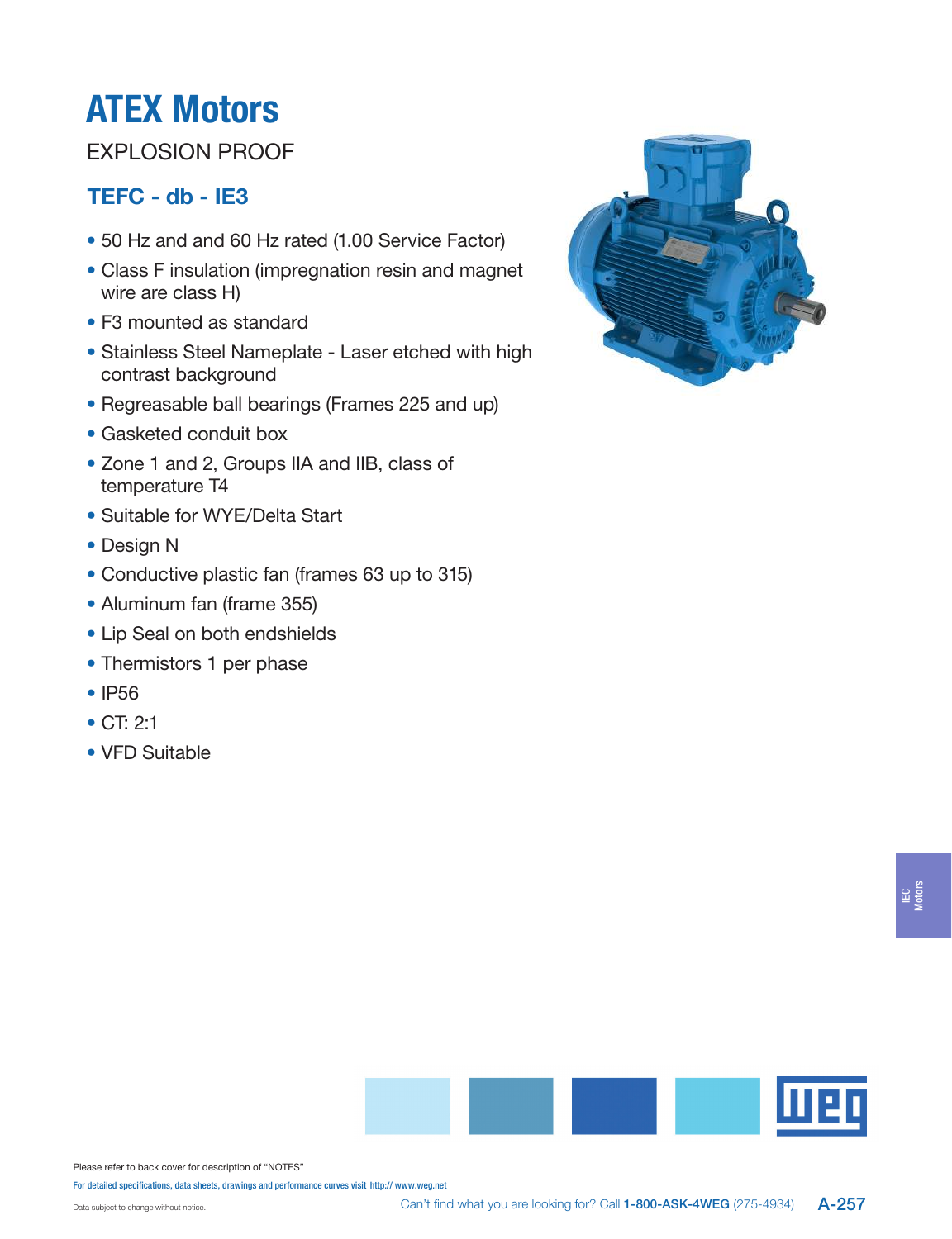# ATEX Motors

## EXPLOSION PROOF

### TEFC - db - IE3

- 50 Hz and and 60 Hz rated (1.00 Service Factor)
- Class F insulation (impregnation resin and magnet wire are class H)
- F3 mounted as standard
- Stainless Steel Nameplate - Laser etched with high contrast background
- Regreasable ball bearings (Frames 225 and up)
- Gasketed conduit box
- Zone 1 and 2, Groups IIA and IIB, class of temperature T4
- Suitable for WYE/Delta Start
- Design N
- Conductive plastic fan (frames 63 up to 315)
- Aluminum fan (frame 355)
- Lip Seal on both endshields
- Thermistors 1 per phase
- IP56
- CT: 2:1
- VFD Suitable

IEC Motors

Please refer to back cover for description of "NOTES"

For detailed specifications, data sheets, drawings and performance curves visit http:// www.weg.net

Data subject to change without notice.

Can't find what you are looking for? Call **1-800-ASK-4WEG** (275-4934)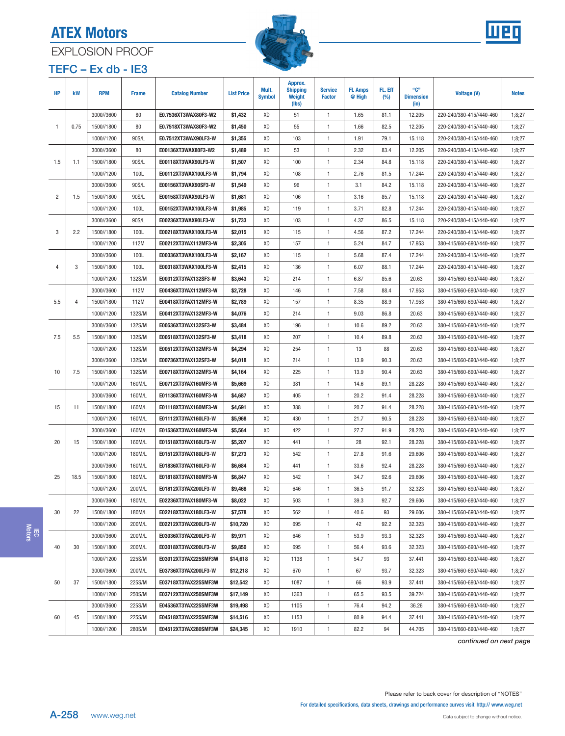# ATEX Motors

## EXPLOSION PROOF

### TEFC – Ex db - IE3

| HP | kW | RPM | Frame | Catalog Number | List Price | Mult. Symbol | Approx. Shipping Weight (lbs) | Service Factor | FL Amps @ High | FL. Eff (%) | "C" Dimension (in) | Voltage (V) | Notes |
|---|---|---|---|---|---|---|---|---|---|---|---|---|---|
| 1 | 0.75 | 3000//3600 | 80 | E0.7536XT3WAX80F3-W2 | $1,432 | XD | 51 | 1 | 1.65 | 81.1 | 12.205 | 220-240/380-415//440-460 | 1;8;27 |
| | | 1500//1800 | 80 | E0.7518XT3WAX80F3-W2 | $1,450 | XD | 55 | 1 | 1.66 | 82.5 | 12.205 | 220-240/380-415//440-460 | 1;8;27 |
| | | 1000//1200 | 90S/L | E0.7512XT3WAX90LF3-W | $1,355 | XD | 103 | 1 | 1.91 | 79.1 | 15.118 | 220-240/380-415//440-460 | 1;8;27 |
| 1.5 | 1.1 | 3000//3600 | 80 | E00136XT3WAX80F3-W2 | $1,489 | XD | 53 | 1 | 2.32 | 83.4 | 12.205 | 220-240/380-415//440-460 | 1;8;27 |
| | | 1500//1800 | 90S/L | E00118XT3WAX90LF3-W | $1,507 | XD | 100 | 1 | 2.34 | 84.8 | 15.118 | 220-240/380-415//440-460 | 1;8;27 |
| | | 1000//1200 | 100L | E00112XT3WAX100LF3-W | $1,794 | XD | 108 | 1 | 2.76 | 81.5 | 17.244 | 220-240/380-415//440-460 | 1;8;27 |
| 2 | 1.5 | 3000//3600 | 90S/L | E00156XT3WAX90SF3-W | $1,549 | XD | 96 | 1 | 3.1 | 84.2 | 15.118 | 220-240/380-415//440-460 | 1;8;27 |
| | | 1500//1800 | 90S/L | E00158XT3WAX90LF3-W | $1,681 | XD | 106 | 1 | 3.16 | 85.7 | 15.118 | 220-240/380-415//440-460 | 1;8;27 |
| | | 1000//1200 | 100L | E00152XT3WAX100LF3-W | $1,985 | XD | 119 | 1 | 3.71 | 82.8 | 17.244 | 220-240/380-415//440-460 | 1;8;27 |
| 3 | 2.2 | 3000//3600 | 90S/L | E00236XT3WAX90LF3-W | $1,733 | XD | 103 | 1 | 4.37 | 86.5 | 15.118 | 220-240/380-415//440-460 | 1;8;27 |
| | | 1500//1800 | 100L | E00218XT3WAX100LF3-W | $2,015 | XD | 115 | 1 | 4.56 | 87.2 | 17.244 | 220-240/380-415//440-460 | 1;8;27 |
| | | 1000//1200 | 112M | E00212XT3YAX112MF3-W | $2,305 | XD | 157 | 1 | 5.24 | 84.7 | 17.953 | 380-415/660-690//440-460 | 1;8;27 |
| 4 | 3 | 3000//3600 | 100L | E00336XT3WAX100LF3-W | $2,167 | XD | 115 | 1 | 5.68 | 87.4 | 17.244 | 220-240/380-415//440-460 | 1;8;27 |
| | | 1500//1800 | 100L | E00318XT3WAX100LF3-W | $2,415 | XD | 136 | 1 | 6.07 | 88.1 | 17.244 | 220-240/380-415//440-460 | 1;8;27 |
| | | 1000//1200 | 132S/M | E00312XT3YAX132SF3-W | $3,643 | XD | 214 | 1 | 6.87 | 85.6 | 20.63 | 380-415/660-690//440-460 | 1;8;27 |
| 5.5 | 4 | 3000//3600 | 112M | E00436XT3YAX112MF3-W | $2,728 | XD | 146 | 1 | 7.58 | 88.4 | 17.953 | 380-415/660-690//440-460 | 1;8;27 |
| | | 1500//1800 | 112M | E00418XT3YAX112MF3-W | $2,789 | XD | 157 | 1 | 8.35 | 88.9 | 17.953 | 380-415/660-690//440-460 | 1;8;27 |
| | | 1000//1200 | 132S/M | E00412XT3YAX132MF3-W | $4,076 | XD | 214 | 1 | 9.03 | 86.8 | 20.63 | 380-415/660-690//440-460 | 1;8;27 |
| 7.5 | 5.5 | 3000//3600 | 132S/M | E00536XT3YAX132SF3-W | $3,484 | XD | 196 | 1 | 10.6 | 89.2 | 20.63 | 380-415/660-690//440-460 | 1;8;27 |
| | | 1500//1800 | 132S/M | E00518XT3YAX132SF3-W | $3,418 | XD | 207 | 1 | 10.4 | 89.8 | 20.63 | 380-415/660-690//440-460 | 1;8;27 |
| | | 1000//1200 | 132S/M | E00512XT3YAX132MF3-W | $4,294 | XD | 254 | 1 | 13 | 88 | 20.63 | 380-415/660-690//440-460 | 1;8;27 |
| 10 | 7.5 | 3000//3600 | 132S/M | E00736XT3YAX132SF3-W | $4,018 | XD | 214 | 1 | 13.9 | 90.3 | 20.63 | 380-415/660-690//440-460 | 1;8;27 |
| | | 1500//1800 | 132S/M | E00718XT3YAX132MF3-W | $4,164 | XD | 225 | 1 | 13.9 | 90.4 | 20.63 | 380-415/660-690//440-460 | 1;8;27 |
| | | 1000//1200 | 160M/L | E00712XT3YAX160MF3-W | $5,669 | XD | 381 | 1 | 14.6 | 89.1 | 28.228 | 380-415/660-690//440-460 | 1;8;27 |
| 15 | 11 | 3000//3600 | 160M/L | E01136XT3YAX160MF3-W | $4,687 | XD | 405 | 1 | 20.2 | 91.4 | 28.228 | 380-415/660-690//440-460 | 1;8;27 |
| | | 1500//1800 | 160M/L | E01118XT3YAX160MF3-W | $4,691 | XD | 388 | 1 | 20.7 | 91.4 | 28.228 | 380-415/660-690//440-460 | 1;8;27 |
| | | 1000//1200 | 160M/L | E01112XT3YAX160LF3-W | $5,968 | XD | 430 | 1 | 21.7 | 90.5 | 28.228 | 380-415/660-690//440-460 | 1;8;27 |
| 20 | 15 | 3000//3600 | 160M/L | E01536XT3YAX160MF3-W | $5,564 | XD | 422 | 1 | 27.7 | 91.9 | 28.228 | 380-415/660-690//440-460 | 1;8;27 |
| | | 1500//1800 | 160M/L | E01518XT3YAX160LF3-W | $5,207 | XD | 441 | 1 | 28 | 92.1 | 28.228 | 380-415/660-690//440-460 | 1;8;27 |
| | | 1000//1200 | 180M/L | E01512XT3YAX180LF3-W | $7,273 | XD | 542 | 1 | 27.8 | 91.6 | 29.606 | 380-415/660-690//440-460 | 1;8;27 |
| 25 | 18.5 | 3000//3600 | 160M/L | E01836XT3YAX160LF3-W | $6,684 | XD | 441 | 1 | 33.6 | 92.4 | 28.228 | 380-415/660-690//440-460 | 1;8;27 |
| | | 1500//1800 | 180M/L | E01818XT3YAX180MF3-W | $6,847 | XD | 542 | 1 | 34.7 | 92.6 | 29.606 | 380-415/660-690//440-460 | 1;8;27 |
| | | 1000//1200 | 200M/L | E01812XT3YAX200LF3-W | $9,468 | XD | 646 | 1 | 36.5 | 91.7 | 32.323 | 380-415/660-690//440-460 | 1;8;27 |
| 30 | 22 | 3000//3600 | 180M/L | E02236XT3YAX180MF3-W | $8,022 | XD | 503 | 1 | 39.3 | 92.7 | 29.606 | 380-415/660-690//440-460 | 1;8;27 |
| | | 1500//1800 | 180M/L | E02218XT3YAX180LF3-W | $7,578 | XD | 562 | 1 | 40.6 | 93 | 29.606 | 380-415/660-690//440-460 | 1;8;27 |
| | | 1000//1200 | 200M/L | E02212XT3YAX200LF3-W | $10,720 | XD | 695 | 1 | 42 | 92.2 | 32.323 | 380-415/660-690//440-460 | 1;8;27 |
| 40 | 30 | 3000//3600 | 200M/L | E03036XT3YAX200LF3-W | $9,971 | XD | 646 | 1 | 53.9 | 93.3 | 32.323 | 380-415/660-690//440-460 | 1;8;27 |
| | | 1500//1800 | 200M/L | E03018XT3YAX200LF3-W | $9,850 | XD | 695 | 1 | 56.4 | 93.6 | 32.323 | 380-415/660-690//440-460 | 1;8;27 |
| | | 1000//1200 | 225S/M | E03012XT3YAX225SMF3W | $14,618 | XD | 1138 | 1 | 54.7 | 93 | 37.441 | 380-415/660-690//440-460 | 1;8;27 |
| 50 | 37 | 3000//3600 | 200M/L | E03736XT3YAX200LF3-W | $12,218 | XD | 670 | 1 | 67 | 93.7 | 32.323 | 380-415/660-690//440-460 | 1;8;27 |
| | | 1500//1800 | 225S/M | E03718XT3YAX225SMF3W | $12,542 | XD | 1087 | 1 | 66 | 93.9 | 37.441 | 380-415/660-690//440-460 | 1;8;27 |
| | | 1000//1200 | 250S/M | E03712XT3YAX250SMF3W | $17,149 | XD | 1363 | 1 | 65.5 | 93.5 | 39.724 | 380-415/660-690//440-460 | 1;8;27 |
| 60 | 45 | 3000//3600 | 225S/M | E04536XT3YAX225SMF3W | $19,498 | XD | 1105 | 1 | 76.4 | 94.2 | 36.26 | 380-415/660-690//440-460 | 1;8;27 |
| | | 1500//1800 | 225S/M | E04518XT3YAX225SMF3W | $14,516 | XD | 1153 | 1 | 80.9 | 94.4 | 37.441 | 380-415/660-690//440-460 | 1;8;27 |
| | | 1000//1200 | 280S/M | E04512XT3YAX280SMF3W | $24,345 | XD | 1910 | 1 | 82.2 | 94 | 44.705 | 380-415/660-690//440-460 | 1;8;27 |

*continued on next page*

Please refer to back cover for description of "NOTES"

For detailed specifications, data sheets, drawings and performance curves visit http:// www.weg.net

Data subject to change without notice.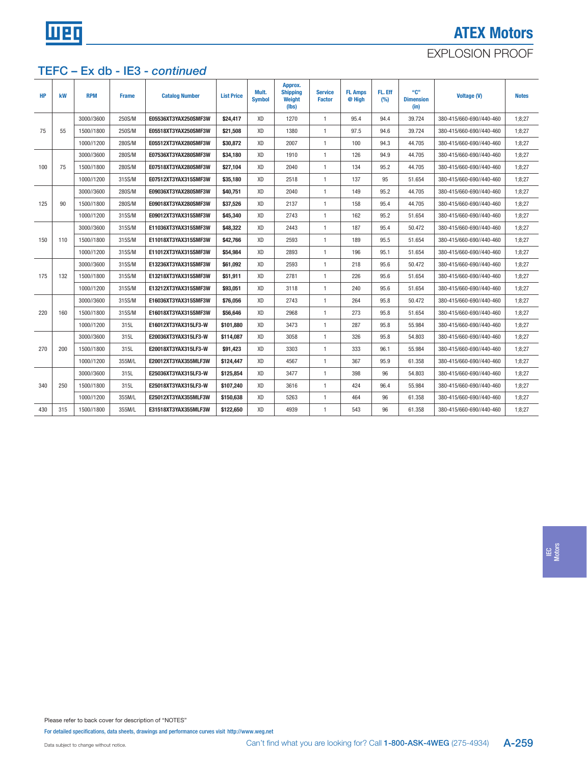# ATEX Motors

EXPLOSION PROOF

## TFEC – Ex db - IE3 - *continued*

| HP | kW | RPM | Frame | Catalog Number | List Price | Mult. Symbol | Approx. Shipping Weight (lbs) | Service Factor | FL Amps @ High | FL. Eff (%) | "C" Dimension (in) | Voltage (V) | Notes |
|---|---|---|---|---|---|---|---|---|---|---|---|---|---|
| 75 | 55 | 3000//3600 | 250S/M | **E05536XT3YAX250SMF3W** | **$24,417** | XD | 1270 | 1 | 95.4 | 94.4 | 39.724 | 380-415/660-690//440-460 | 1;8;27 |
| | | 1500//1800 | 250S/M | **E05518XT3YAX250SMF3W** | **$21,508** | XD | 1380 | 1 | 97.5 | 94.6 | 39.724 | 380-415/660-690//440-460 | 1;8;27 |
| | | 1000//1200 | 280S/M | **E05512XT3YAX280SMF3W** | **$30,872** | XD | 2007 | 1 | 100 | 94.3 | 44.705 | 380-415/660-690//440-460 | 1;8;27 |
| 100 | 75 | 3000//3600 | 280S/M | **E07536XT3YAX280SMF3W** | **$34,180** | XD | 1910 | 1 | 126 | 94.9 | 44.705 | 380-415/660-690//440-460 | 1;8;27 |
| | | 1500//1800 | 280S/M | **E07518XT3YAX280SMF3W** | **$27,104** | XD | 2040 | 1 | 134 | 95.2 | 44.705 | 380-415/660-690//440-460 | 1;8;27 |
| | | 1000//1200 | 315S/M | **E07512XT3YAX315SMF3W** | **$35,180** | XD | 2518 | 1 | 137 | 95 | 51.654 | 380-415/660-690//440-460 | 1;8;27 |
| 125 | 90 | 3000//3600 | 280S/M | **E09036XT3YAX280SMF3W** | **$40,751** | XD | 2040 | 1 | 149 | 95.2 | 44.705 | 380-415/660-690//440-460 | 1;8;27 |
| | | 1500//1800 | 280S/M | **E09018XT3YAX280SMF3W** | **$37,526** | XD | 2137 | 1 | 158 | 95.4 | 44.705 | 380-415/660-690//440-460 | 1;8;27 |
| | | 1000//1200 | 315S/M | **E09012XT3YAX315SMF3W** | **$45,340** | XD | 2743 | 1 | 162 | 95.2 | 51.654 | 380-415/660-690//440-460 | 1;8;27 |
| 150 | 110 | 3000//3600 | 315S/M | **E11036XT3YAX315SMF3W** | **$48,322** | XD | 2443 | 1 | 187 | 95.4 | 50.472 | 380-415/660-690//440-460 | 1;8;27 |
| | | 1500//1800 | 315S/M | **E11018XT3YAX315SMF3W** | **$42,766** | XD | 2593 | 1 | 189 | 95.5 | 51.654 | 380-415/660-690//440-460 | 1;8;27 |
| | | 1000//1200 | 315S/M | **E11012XT3YAX315SMF3W** | **$54,984** | XD | 2893 | 1 | 196 | 95.1 | 51.654 | 380-415/660-690//440-460 | 1;8;27 |
| 175 | 132 | 3000//3600 | 315S/M | **E13236XT3YAX315SMF3W** | **$61,092** | XD | 2593 | 1 | 218 | 95.6 | 50.472 | 380-415/660-690//440-460 | 1;8;27 |
| | | 1500//1800 | 315S/M | **E13218XT3YAX315SMF3W** | **$51,911** | XD | 2781 | 1 | 226 | 95.6 | 51.654 | 380-415/660-690//440-460 | 1;8;27 |
| | | 1000//1200 | 315S/M | **E13212XT3YAX315SMF3W** | **$93,051** | XD | 3118 | 1 | 240 | 95.6 | 51.654 | 380-415/660-690//440-460 | 1;8;27 |
| 220 | 160 | 3000//3600 | 315S/M | **E16036XT3YAX315SMF3W** | **$76,056** | XD | 2743 | 1 | 264 | 95.8 | 50.472 | 380-415/660-690//440-460 | 1;8;27 |
| | | 1500//1800 | 315S/M | **E16018XT3YAX315SMF3W** | **$56,646** | XD | 2968 | 1 | 273 | 95.8 | 51.654 | 380-415/660-690//440-460 | 1;8;27 |
| | | 1000//1200 | 315L | **E16012XT3YAX315LF3-W** | **$101,880** | XD | 3473 | 1 | 287 | 95.8 | 55.984 | 380-415/660-690//440-460 | 1;8;27 |
| 270 | 200 | 3000//3600 | 315L | **E20036XT3YAX315LF3-W** | **$114,087** | XD | 3058 | 1 | 326 | 95.8 | 54.803 | 380-415/660-690//440-460 | 1;8;27 |
| | | 1500//1800 | 315L | **E20018XT3YAX315LF3-W** | **$91,423** | XD | 3303 | 1 | 333 | 96.1 | 55.984 | 380-415/660-690//440-460 | 1;8;27 |
| | | 1000//1200 | 355M/L | **E20012XT3YAX355MLF3W** | **$124,447** | XD | 4567 | 1 | 367 | 95.9 | 61.358 | 380-415/660-690//440-460 | 1;8;27 |
| 340 | 250 | 3000//3600 | 315L | **E25036XT3YAX315LF3-W** | **$125,854** | XD | 3477 | 1 | 398 | 96 | 54.803 | 380-415/660-690//440-460 | 1;8;27 |
| | | 1500//1800 | 315L | **E25018XT3YAX315LF3-W** | **$107,240** | XD | 3616 | 1 | 424 | 96.4 | 55.984 | 380-415/660-690//440-460 | 1;8;27 |
| | | 1000//1200 | 355M/L | **E25012XT3YAX355MLF3W** | **$150,638** | XD | 5263 | 1 | 464 | 96 | 61.358 | 380-415/660-690//440-460 | 1;8;27 |
| 430 | 315 | 1500//1800 | 355M/L | **E31518XT3YAX355MLF3W** | **$122,650** | XD | 4939 | 1 | 543 | 96 | 61.358 | 380-415/660-690//440-460 | 1;8;27 |

IEC Motors

Please refer to back cover for description of "NOTES"

For detailed specifications, data sheets, drawings and performance curves visit http://www.weg.net

Data subject to change without notice.

Can't find what you are looking for? Call **1-800-ASK-4WEG** (275-4934)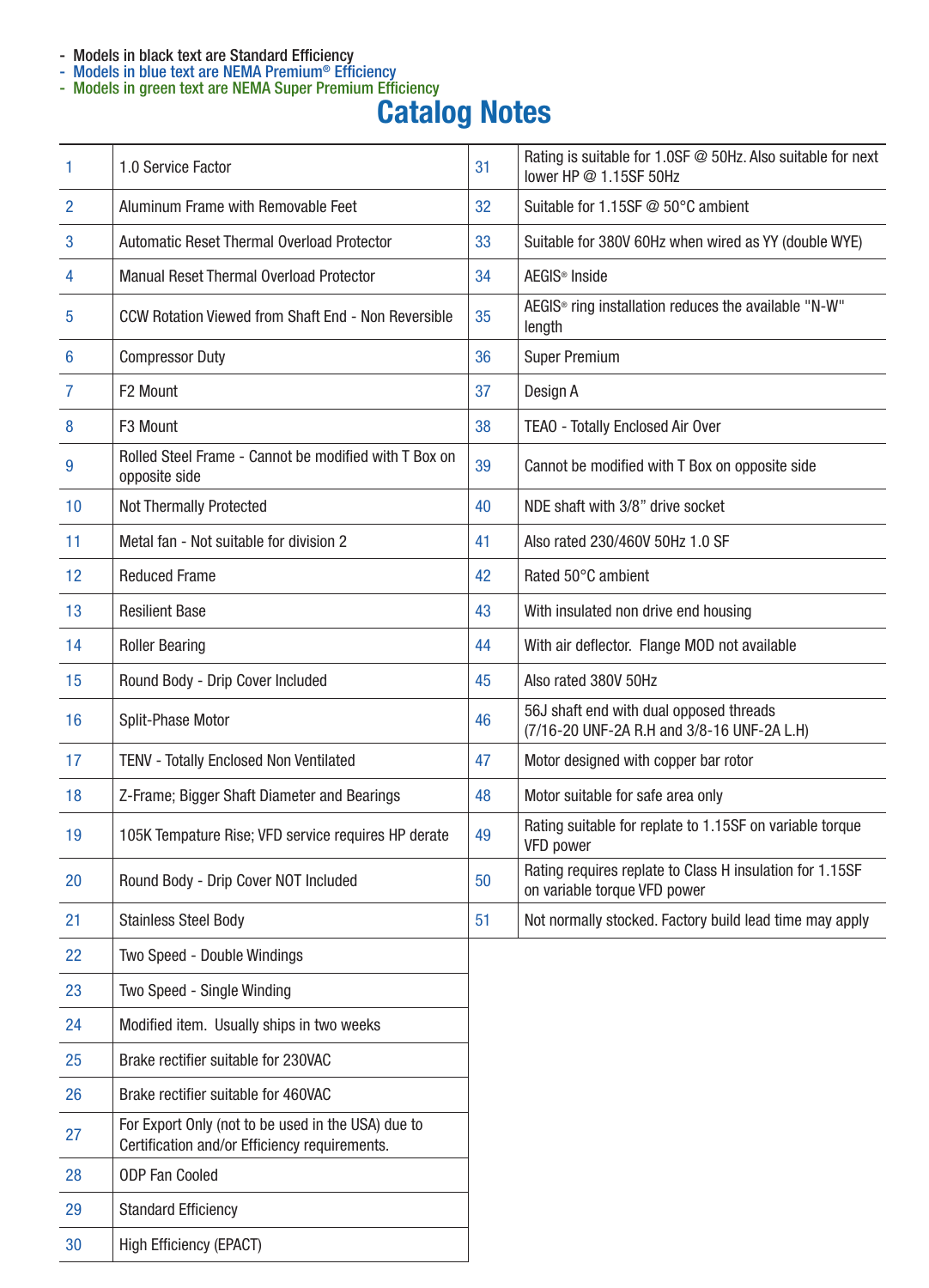- Models in black text are Standard Efficiency
- Models in blue text are NEMA Premium® Efficiency
- Models in green text are NEMA Super Premium Efficiency

# Catalog Notes

| | | | |
|---|---|---|---|
| 1 | 1.0 Service Factor | 31 | Rating is suitable for 1.0SF @ 50Hz. Also suitable for next lower HP @ 1.15SF 50Hz |
| 2 | Aluminum Frame with Removable Feet | 32 | Suitable for 1.15SF @ 50°C ambient |
| 3 | Automatic Reset Thermal Overload Protector | 33 | Suitable for 380V 60Hz when wired as YY (double WYE) |
| 4 | Manual Reset Thermal Overload Protector | 34 | AEGIS® Inside |
| 5 | CCW Rotation Viewed from Shaft End - Non Reversible | 35 | AEGIS® ring installation reduces the available "N-W" length |
| 6 | Compressor Duty | 36 | Super Premium |
| 7 | F2 Mount | 37 | Design A |
| 8 | F3 Mount | 38 | TEAO - Totally Enclosed Air Over |
| 9 | Rolled Steel Frame - Cannot be modified with T Box on opposite side | 39 | Cannot be modified with T Box on opposite side |
| 10 | Not Thermally Protected | 40 | NDE shaft with 3/8” drive socket |
| 11 | Metal fan - Not suitable for division 2 | 41 | Also rated 230/460V 50Hz 1.0 SF |
| 12 | Reduced Frame | 42 | Rated 50°C ambient |
| 13 | Resilient Base | 43 | With insulated non drive end housing |
| 14 | Roller Bearing | 44 | With air deflector. Flange MOD not available |
| 15 | Round Body - Drip Cover Included | 45 | Also rated 380V 50Hz |
| 16 | Split-Phase Motor | 46 | 56J shaft end with dual opposed threads (7/16-20 UNF-2A R.H and 3/8-16 UNF-2A L.H) |
| 17 | TENV - Totally Enclosed Non Ventilated | 47 | Motor designed with copper bar rotor |
| 18 | Z-Frame; Bigger Shaft Diameter and Bearings | 48 | Motor suitable for safe area only |
| 19 | 105K Tempature Rise; VFD service requires HP derate | 49 | Rating suitable for replate to 1.15SF on variable torque VFD power |
| 20 | Round Body - Drip Cover NOT Included | 50 | Rating requires replate to Class H insulation for 1.15SF on variable torque VFD power |
| 21 | Stainless Steel Body | 51 | Not normally stocked. Factory build lead time may apply |
| 22 | Two Speed - Double Windings | | |
| 23 | Two Speed - Single Winding | | |
| 24 | Modified item. Usually ships in two weeks | | |
| 25 | Brake rectifier suitable for 230VAC | | |
| 26 | Brake rectifier suitable for 460VAC | | |
| 27 | For Export Only (not to be used in the USA) due to Certification and/or Efficiency requirements. | | |
| 28 | ODP Fan Cooled | | |
| 29 | Standard Efficiency | | |
| 30 | High Efficiency (EPACT) | | |